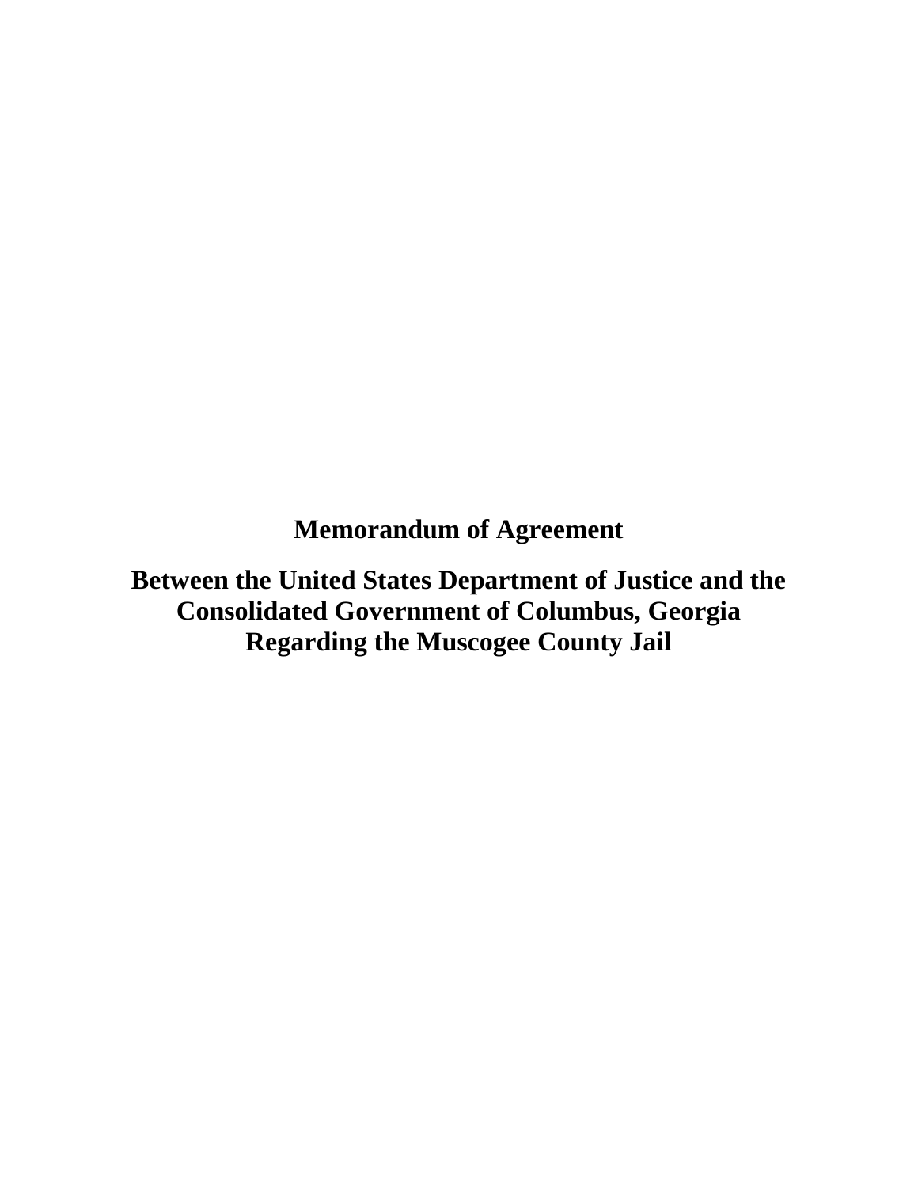# Memorandum of Agreement

## Between the United States Department of Justice and the Consolidated Government of Columbus, Georgia Regarding the Muscogee County Jail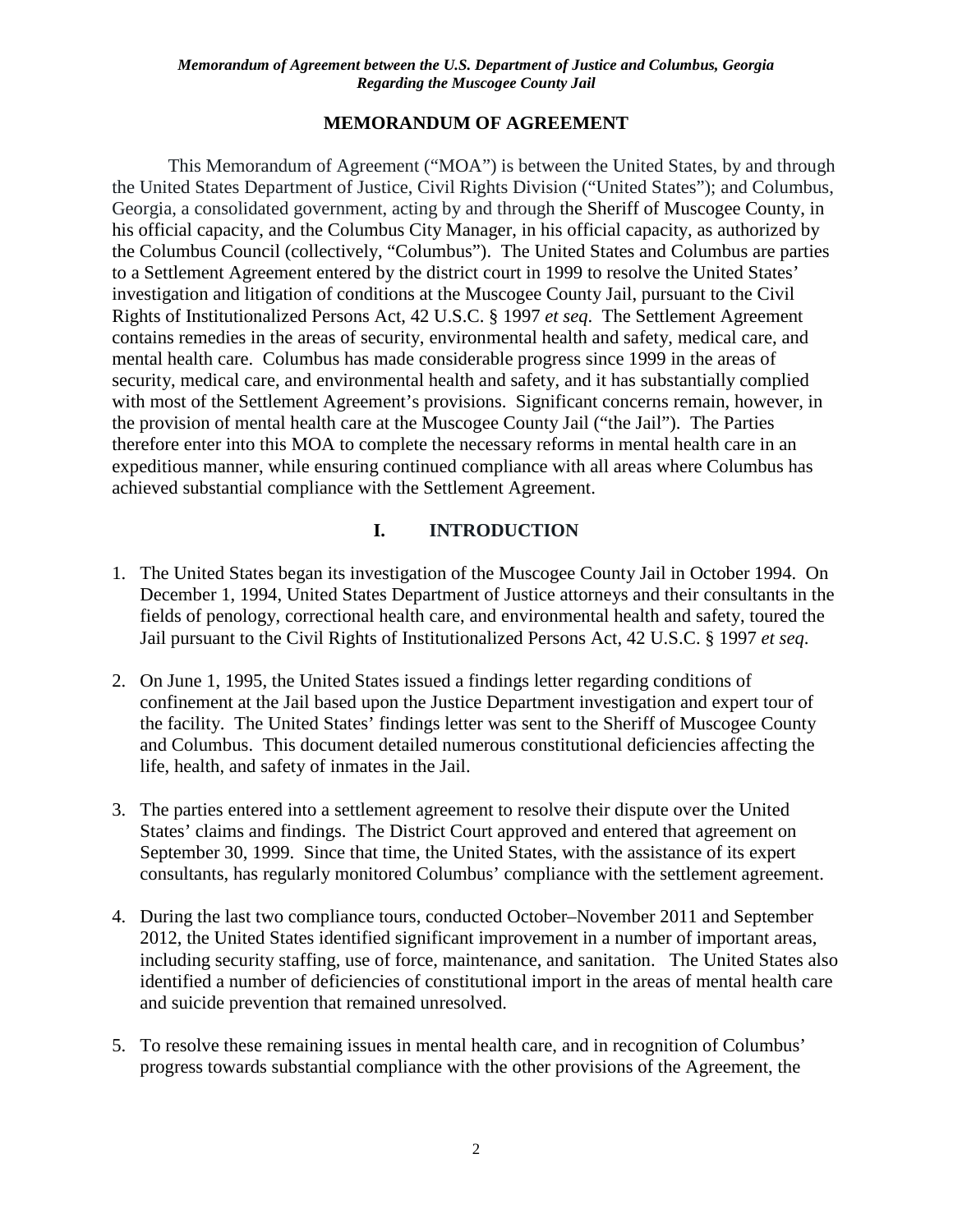# MEMORANDUM OF AGREEMENT

This Memorandum of Agreement ("MOA") is between the United States, by and through the United States Department of Justice, Civil Rights Division ("United States"); and Columbus, Georgia, a consolidated government, acting by and through the Sheriff of Muscogee County, in his official capacity, and the Columbus City Manager, in his official capacity, as authorized by the Columbus Council (collectively, "Columbus"). The United States and Columbus are parties to a Settlement Agreement entered by the district court in 1999 to resolve the United States' investigation and litigation of conditions at the Muscogee County Jail, pursuant to the Civil Rights of Institutionalized Persons Act, 42 U.S.C. § 1997 *et seq*. The Settlement Agreement contains remedies in the areas of security, environmental health and safety, medical care, and mental health care. Columbus has made considerable progress since 1999 in the areas of security, medical care, and environmental health and safety, and it has substantially complied with most of the Settlement Agreement's provisions. Significant concerns remain, however, in the provision of mental health care at the Muscogee County Jail ("the Jail"). The Parties therefore enter into this MOA to complete the necessary reforms in mental health care in an expeditious manner, while ensuring continued compliance with all areas where Columbus has achieved substantial compliance with the Settlement Agreement.

## I. INTRODUCTION

1. The United States began its investigation of the Muscogee County Jail in October 1994. On December 1, 1994, United States Department of Justice attorneys and their consultants in the fields of penology, correctional health care, and environmental health and safety, toured the Jail pursuant to the Civil Rights of Institutionalized Persons Act, 42 U.S.C. § 1997 *et seq*.

2. On June 1, 1995, the United States issued a findings letter regarding conditions of confinement at the Jail based upon the Justice Department investigation and expert tour of the facility. The United States' findings letter was sent to the Sheriff of Muscogee County and Columbus. This document detailed numerous constitutional deficiencies affecting the life, health, and safety of inmates in the Jail.

3. The parties entered into a settlement agreement to resolve their dispute over the United States' claims and findings. The District Court approved and entered that agreement on September 30, 1999. Since that time, the United States, with the assistance of its expert consultants, has regularly monitored Columbus' compliance with the settlement agreement.

4. During the last two compliance tours, conducted October–November 2011 and September 2012, the United States identified significant improvement in a number of important areas, including security staffing, use of force, maintenance, and sanitation. The United States also identified a number of deficiencies of constitutional import in the areas of mental health care and suicide prevention that remained unresolved.

5. To resolve these remaining issues in mental health care, and in recognition of Columbus' progress towards substantial compliance with the other provisions of the Agreement, the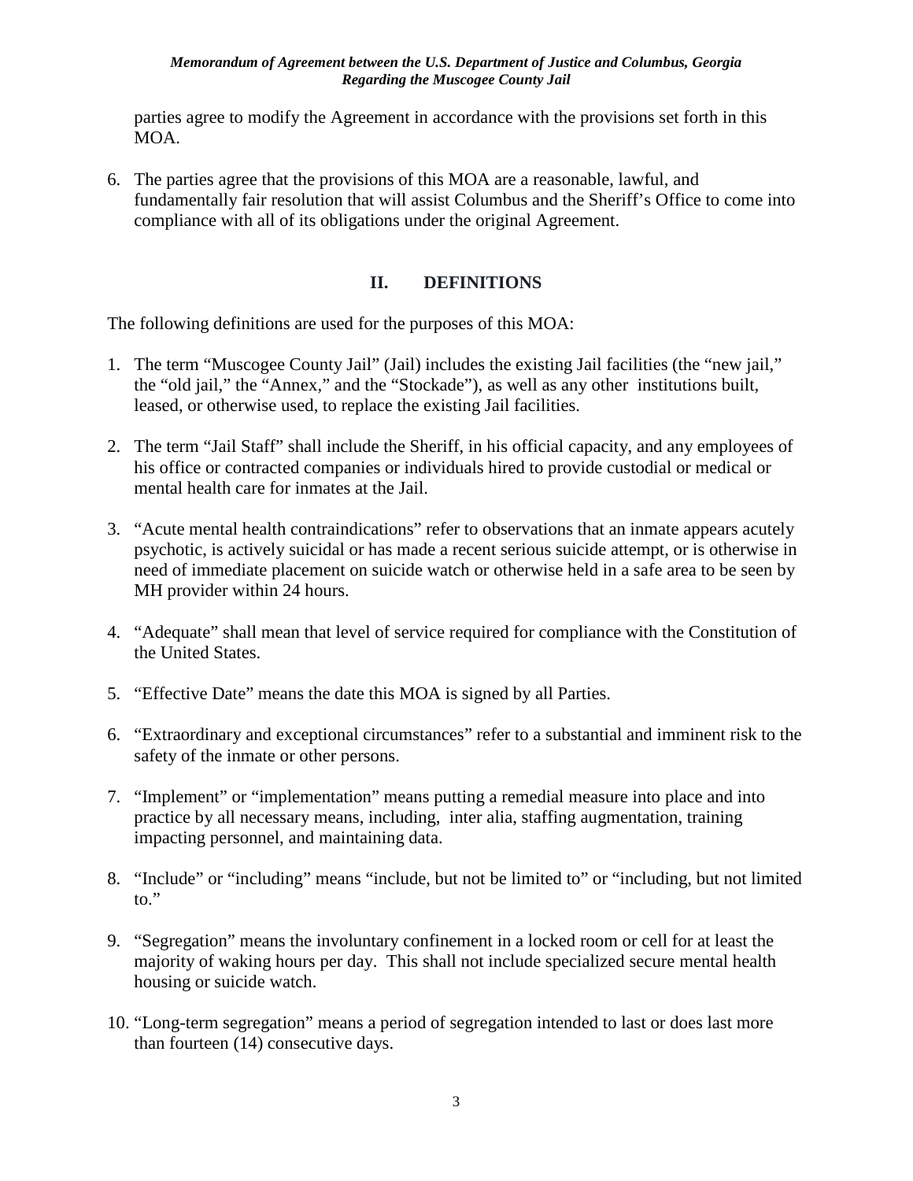parties agree to modify the Agreement in accordance with the provisions set forth in this MOA.

6. The parties agree that the provisions of this MOA are a reasonable, lawful, and fundamentally fair resolution that will assist Columbus and the Sheriff's Office to come into compliance with all of its obligations under the original Agreement.

## II. DEFINITIONS

The following definitions are used for the purposes of this MOA:

1. The term "Muscogee County Jail" (Jail) includes the existing Jail facilities (the "new jail," the "old jail," the "Annex," and the "Stockade"), as well as any other institutions built, leased, or otherwise used, to replace the existing Jail facilities.

2. The term "Jail Staff" shall include the Sheriff, in his official capacity, and any employees of his office or contracted companies or individuals hired to provide custodial or medical or mental health care for inmates at the Jail.

3. "Acute mental health contraindications" refer to observations that an inmate appears acutely psychotic, is actively suicidal or has made a recent serious suicide attempt, or is otherwise in need of immediate placement on suicide watch or otherwise held in a safe area to be seen by MH provider within 24 hours.

4. "Adequate" shall mean that level of service required for compliance with the Constitution of the United States.

5. "Effective Date" means the date this MOA is signed by all Parties.

6. "Extraordinary and exceptional circumstances" refer to a substantial and imminent risk to the safety of the inmate or other persons.

7. "Implement" or "implementation" means putting a remedial measure into place and into practice by all necessary means, including, inter alia, staffing augmentation, training impacting personnel, and maintaining data.

8. "Include" or "including" means "include, but not be limited to" or "including, but not limited to."

9. "Segregation" means the involuntary confinement in a locked room or cell for at least the majority of waking hours per day. This shall not include specialized secure mental health housing or suicide watch.

10. "Long-term segregation" means a period of segregation intended to last or does last more than fourteen (14) consecutive days.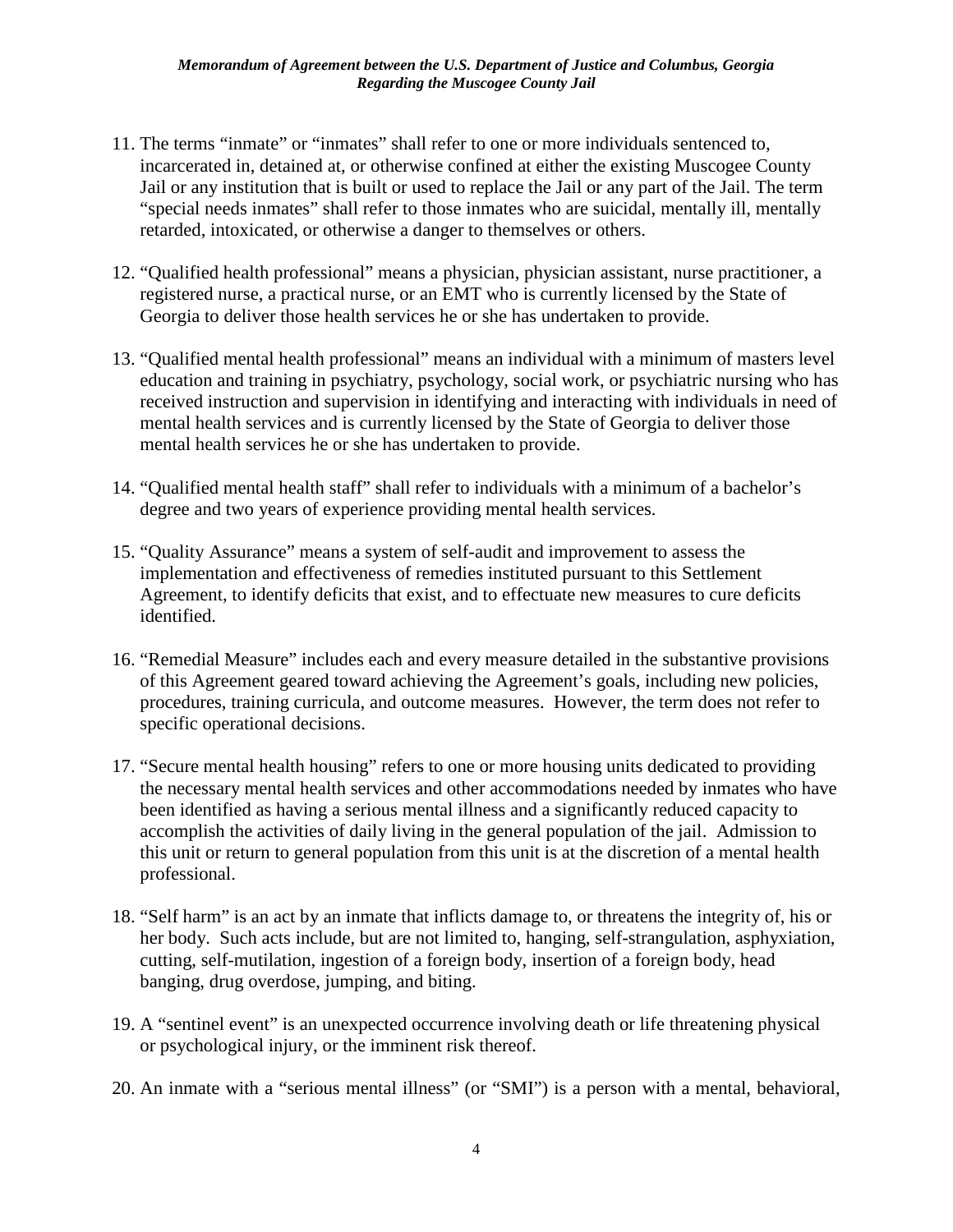11. The terms "inmate" or "inmates" shall refer to one or more individuals sentenced to, incarcerated in, detained at, or otherwise confined at either the existing Muscogee County Jail or any institution that is built or used to replace the Jail or any part of the Jail. The term "special needs inmates" shall refer to those inmates who are suicidal, mentally ill, mentally retarded, intoxicated, or otherwise a danger to themselves or others.

12. "Qualified health professional" means a physician, physician assistant, nurse practitioner, a registered nurse, a practical nurse, or an EMT who is currently licensed by the State of Georgia to deliver those health services he or she has undertaken to provide.

13. "Qualified mental health professional" means an individual with a minimum of masters level education and training in psychiatry, psychology, social work, or psychiatric nursing who has received instruction and supervision in identifying and interacting with individuals in need of mental health services and is currently licensed by the State of Georgia to deliver those mental health services he or she has undertaken to provide.

14. "Qualified mental health staff" shall refer to individuals with a minimum of a bachelor's degree and two years of experience providing mental health services.

15. "Quality Assurance" means a system of self-audit and improvement to assess the implementation and effectiveness of remedies instituted pursuant to this Settlement Agreement, to identify deficits that exist, and to effectuate new measures to cure deficits identified.

16. "Remedial Measure" includes each and every measure detailed in the substantive provisions of this Agreement geared toward achieving the Agreement's goals, including new policies, procedures, training curricula, and outcome measures. However, the term does not refer to specific operational decisions.

17. "Secure mental health housing" refers to one or more housing units dedicated to providing the necessary mental health services and other accommodations needed by inmates who have been identified as having a serious mental illness and a significantly reduced capacity to accomplish the activities of daily living in the general population of the jail. Admission to this unit or return to general population from this unit is at the discretion of a mental health professional.

18. "Self harm" is an act by an inmate that inflicts damage to, or threatens the integrity of, his or her body. Such acts include, but are not limited to, hanging, self-strangulation, asphyxiation, cutting, self-mutilation, ingestion of a foreign body, insertion of a foreign body, head banging, drug overdose, jumping, and biting.

19. A "sentinel event" is an unexpected occurrence involving death or life threatening physical or psychological injury, or the imminent risk thereof.

20. An inmate with a "serious mental illness" (or "SMI") is a person with a mental, behavioral,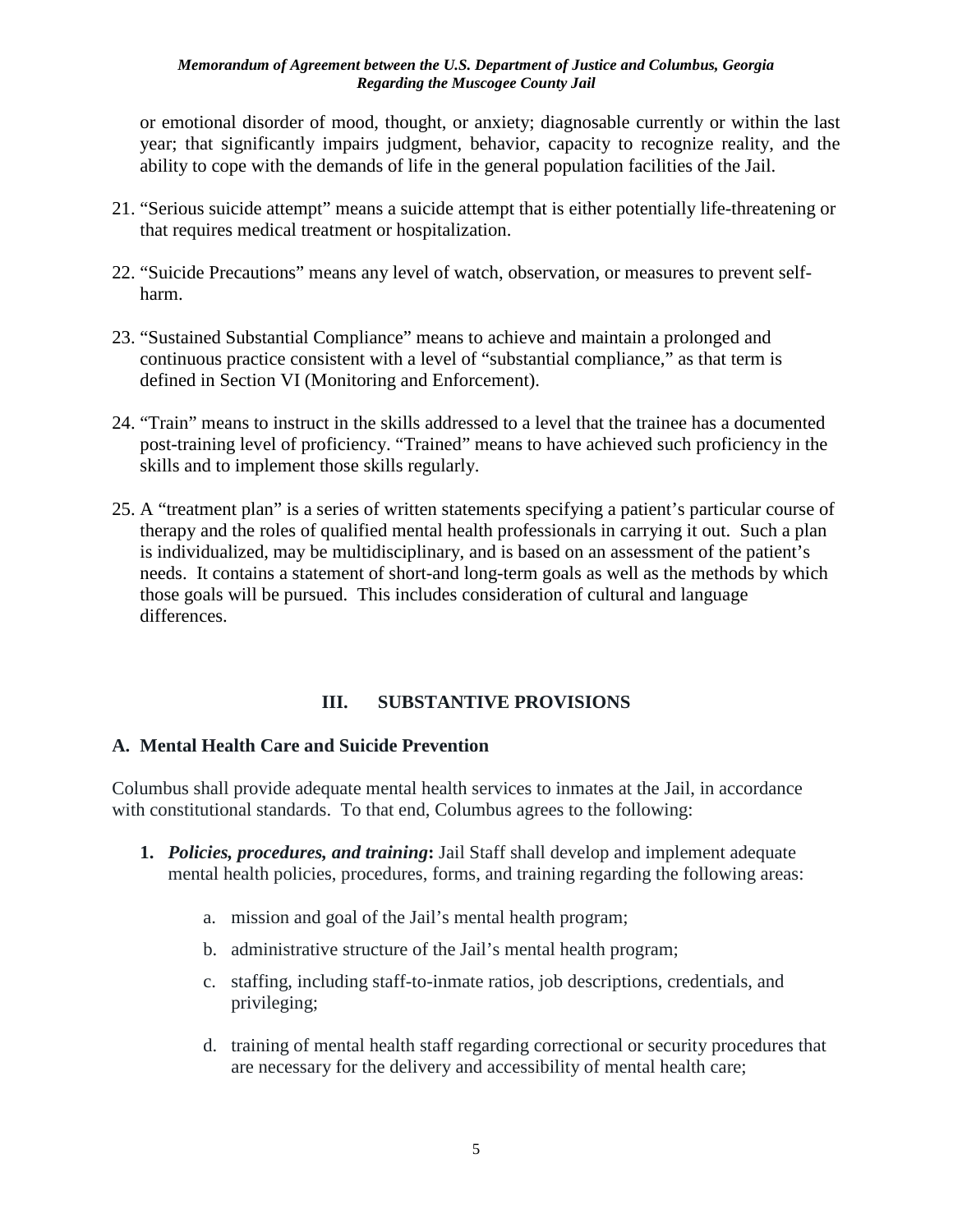or emotional disorder of mood, thought, or anxiety; diagnosable currently or within the last year; that significantly impairs judgment, behavior, capacity to recognize reality, and the ability to cope with the demands of life in the general population facilities of the Jail.

21. "Serious suicide attempt" means a suicide attempt that is either potentially life-threatening or that requires medical treatment or hospitalization.

22. "Suicide Precautions" means any level of watch, observation, or measures to prevent self-harm.

23. "Sustained Substantial Compliance" means to achieve and maintain a prolonged and continuous practice consistent with a level of "substantial compliance," as that term is defined in Section VI (Monitoring and Enforcement).

24. "Train" means to instruct in the skills addressed to a level that the trainee has a documented post-training level of proficiency. "Trained" means to have achieved such proficiency in the skills and to implement those skills regularly.

25. A "treatment plan" is a series of written statements specifying a patient's particular course of therapy and the roles of qualified mental health professionals in carrying it out. Such a plan is individualized, may be multidisciplinary, and is based on an assessment of the patient's needs. It contains a statement of short-and long-term goals as well as the methods by which those goals will be pursued. This includes consideration of cultural and language differences.

## III. SUBSTANTIVE PROVISIONS

### A. Mental Health Care and Suicide Prevention

Columbus shall provide adequate mental health services to inmates at the Jail, in accordance with constitutional standards. To that end, Columbus agrees to the following:

1. ***Policies, procedures, and training*:** Jail Staff shall develop and implement adequate mental health policies, procedures, forms, and training regarding the following areas:

    a. mission and goal of the Jail's mental health program;

    b. administrative structure of the Jail's mental health program;

    c. staffing, including staff-to-inmate ratios, job descriptions, credentials, and privileging;

    d. training of mental health staff regarding correctional or security procedures that are necessary for the delivery and accessibility of mental health care;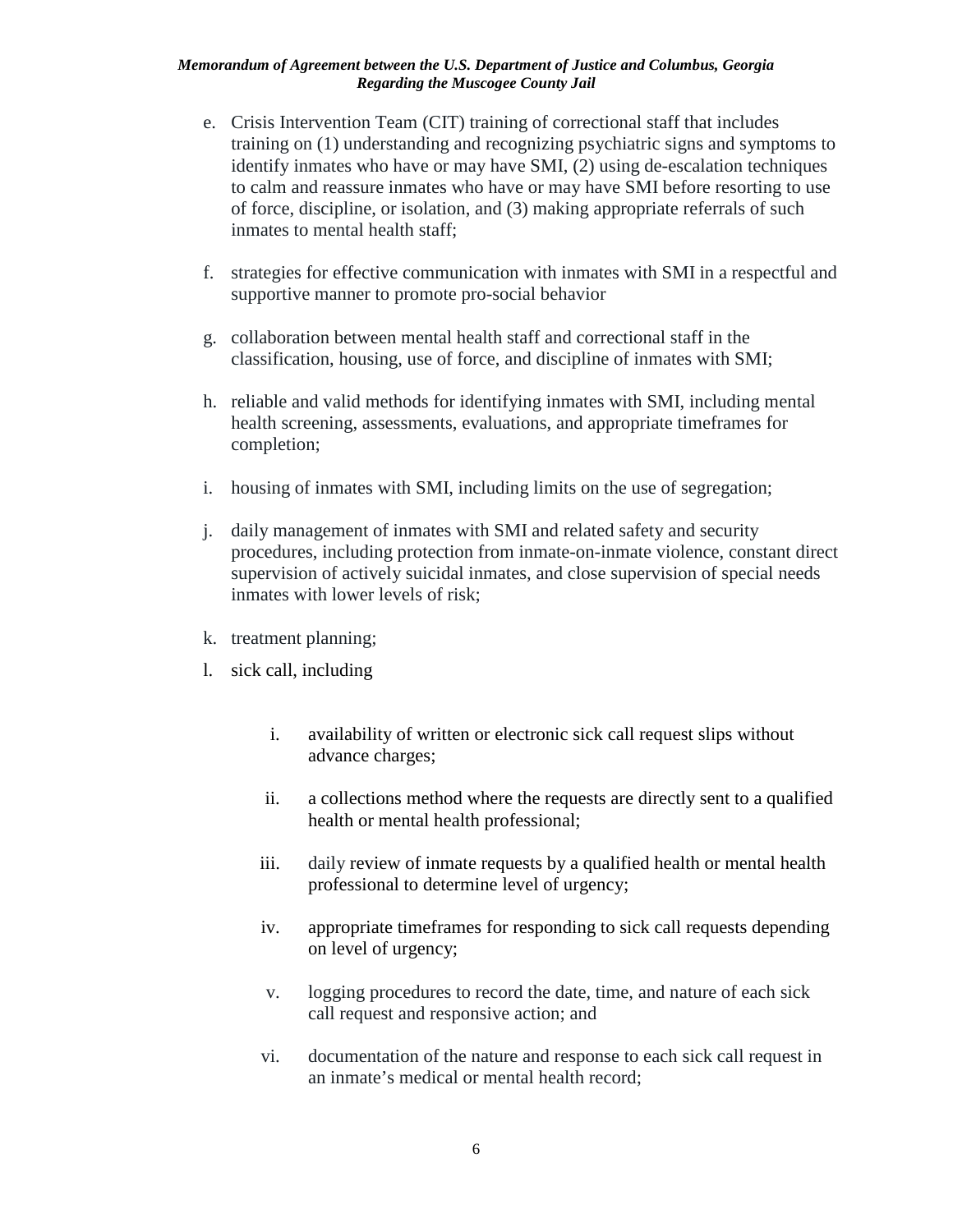e. Crisis Intervention Team (CIT) training of correctional staff that includes training on (1) understanding and recognizing psychiatric signs and symptoms to identify inmates who have or may have SMI, (2) using de-escalation techniques to calm and reassure inmates who have or may have SMI before resorting to use of force, discipline, or isolation, and (3) making appropriate referrals of such inmates to mental health staff;

f. strategies for effective communication with inmates with SMI in a respectful and supportive manner to promote pro-social behavior

g. collaboration between mental health staff and correctional staff in the classification, housing, use of force, and discipline of inmates with SMI;

h. reliable and valid methods for identifying inmates with SMI, including mental health screening, assessments, evaluations, and appropriate timeframes for completion;

i. housing of inmates with SMI, including limits on the use of segregation;

j. daily management of inmates with SMI and related safety and security procedures, including protection from inmate-on-inmate violence, constant direct supervision of actively suicidal inmates, and close supervision of special needs inmates with lower levels of risk;

k. treatment planning;

l. sick call, including

   i. availability of written or electronic sick call request slips without advance charges;

   ii. a collections method where the requests are directly sent to a qualified health or mental health professional;

   iii. daily review of inmate requests by a qualified health or mental health professional to determine level of urgency;

   iv. appropriate timeframes for responding to sick call requests depending on level of urgency;

   v. logging procedures to record the date, time, and nature of each sick call request and responsive action; and

   vi. documentation of the nature and response to each sick call request in an inmate's medical or mental health record;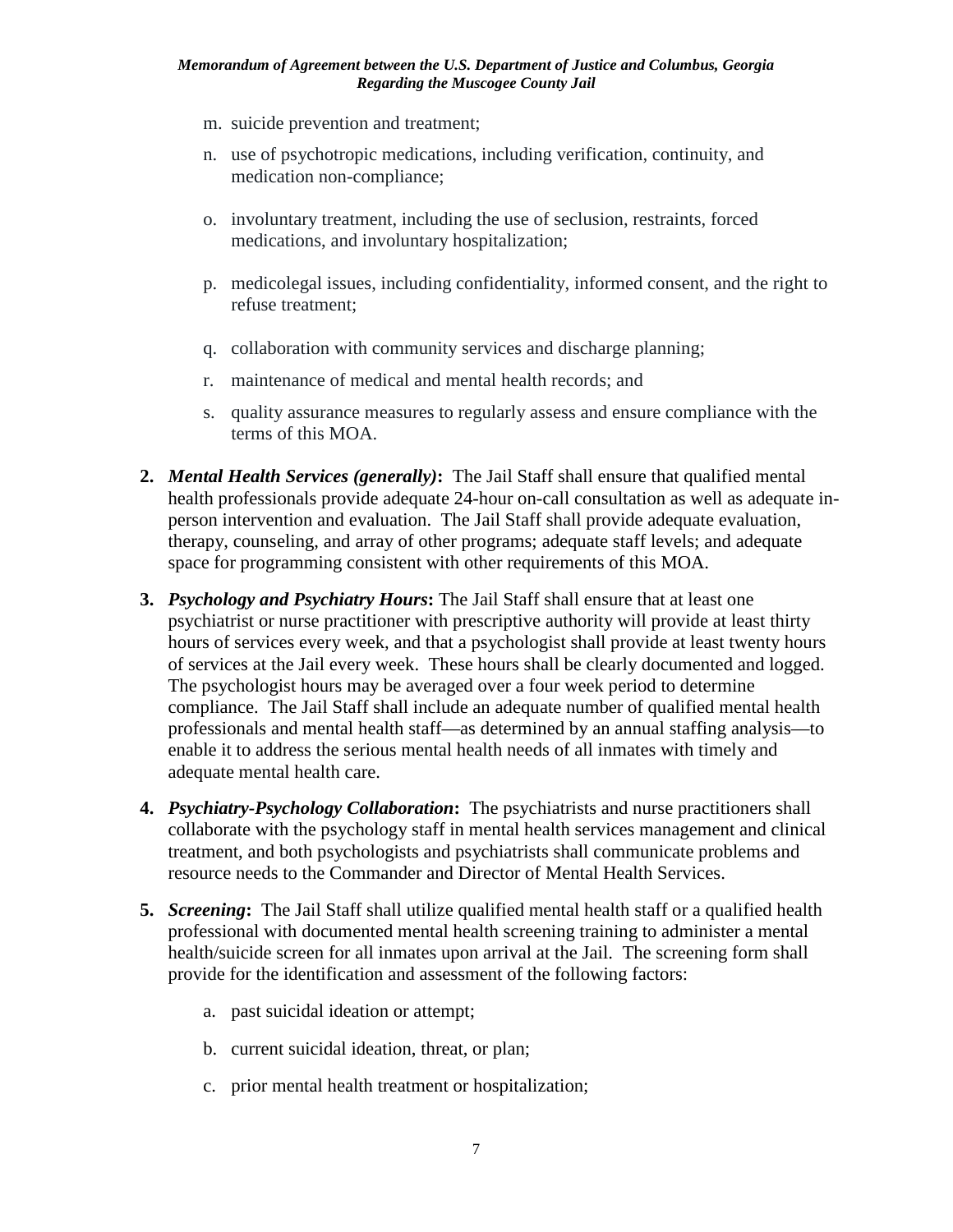m. suicide prevention and treatment;

n. use of psychotropic medications, including verification, continuity, and medication non-compliance;

o. involuntary treatment, including the use of seclusion, restraints, forced medications, and involuntary hospitalization;

p. medicolegal issues, including confidentiality, informed consent, and the right to refuse treatment;

q. collaboration with community services and discharge planning;

r. maintenance of medical and mental health records; and

s. quality assurance measures to regularly assess and ensure compliance with the terms of this MOA.

**2.** ***Mental Health Services (generally)*****:** The Jail Staff shall ensure that qualified mental health professionals provide adequate 24-hour on-call consultation as well as adequate in-person intervention and evaluation. The Jail Staff shall provide adequate evaluation, therapy, counseling, and array of other programs; adequate staff levels; and adequate space for programming consistent with other requirements of this MOA.

**3.** ***Psychology and Psychiatry Hours*****:** The Jail Staff shall ensure that at least one psychiatrist or nurse practitioner with prescriptive authority will provide at least thirty hours of services every week, and that a psychologist shall provide at least twenty hours of services at the Jail every week. These hours shall be clearly documented and logged. The psychologist hours may be averaged over a four week period to determine compliance. The Jail Staff shall include an adequate number of qualified mental health professionals and mental health staff—as determined by an annual staffing analysis—to enable it to address the serious mental health needs of all inmates with timely and adequate mental health care.

**4.** ***Psychiatry-Psychology Collaboration*****:** The psychiatrists and nurse practitioners shall collaborate with the psychology staff in mental health services management and clinical treatment, and both psychologists and psychiatrists shall communicate problems and resource needs to the Commander and Director of Mental Health Services.

**5.** ***Screening*****:** The Jail Staff shall utilize qualified mental health staff or a qualified health professional with documented mental health screening training to administer a mental health/suicide screen for all inmates upon arrival at the Jail. The screening form shall provide for the identification and assessment of the following factors:

a. past suicidal ideation or attempt;

b. current suicidal ideation, threat, or plan;

c. prior mental health treatment or hospitalization;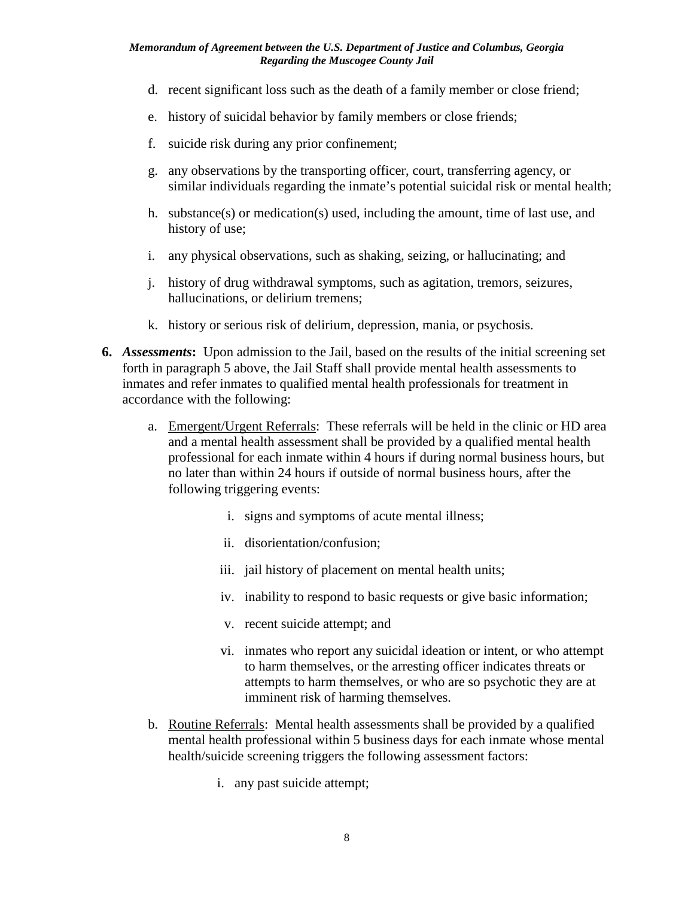d. recent significant loss such as the death of a family member or close friend;

e. history of suicidal behavior by family members or close friends;

f. suicide risk during any prior confinement;

g. any observations by the transporting officer, court, transferring agency, or similar individuals regarding the inmate's potential suicidal risk or mental health;

h. substance(s) or medication(s) used, including the amount, time of last use, and history of use;

i. any physical observations, such as shaking, seizing, or hallucinating; and

j. history of drug withdrawal symptoms, such as agitation, tremors, seizures, hallucinations, or delirium tremens;

k. history or serious risk of delirium, depression, mania, or psychosis.

**6.** ***Assessments*****:** Upon admission to the Jail, based on the results of the initial screening set forth in paragraph 5 above, the Jail Staff shall provide mental health assessments to inmates and refer inmates to qualified mental health professionals for treatment in accordance with the following:

a. Emergent/Urgent Referrals: These referrals will be held in the clinic or HD area and a mental health assessment shall be provided by a qualified mental health professional for each inmate within 4 hours if during normal business hours, but no later than within 24 hours if outside of normal business hours, after the following triggering events:

   i. signs and symptoms of acute mental illness;

   ii. disorientation/confusion;

   iii. jail history of placement on mental health units;

   iv. inability to respond to basic requests or give basic information;

   v. recent suicide attempt; and

   vi. inmates who report any suicidal ideation or intent, or who attempt to harm themselves, or the arresting officer indicates threats or attempts to harm themselves, or who are so psychotic they are at imminent risk of harming themselves.

b. Routine Referrals: Mental health assessments shall be provided by a qualified mental health professional within 5 business days for each inmate whose mental health/suicide screening triggers the following assessment factors:

   i. any past suicide attempt;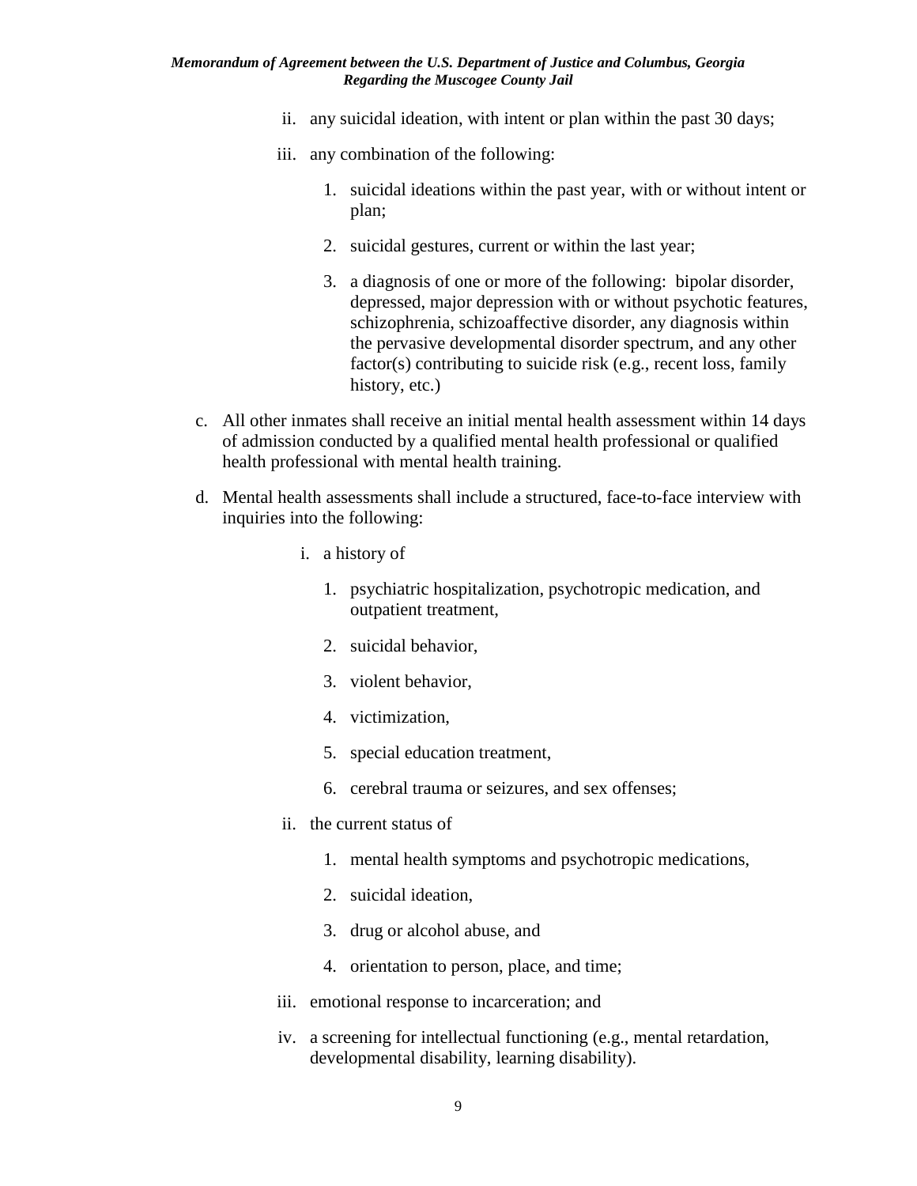ii. any suicidal ideation, with intent or plan within the past 30 days;

iii. any combination of the following:

1. suicidal ideations within the past year, with or without intent or plan;
2. suicidal gestures, current or within the last year;
3. a diagnosis of one or more of the following: bipolar disorder, depressed, major depression with or without psychotic features, schizophrenia, schizoaffective disorder, any diagnosis within the pervasive developmental disorder spectrum, and any other factor(s) contributing to suicide risk (e.g., recent loss, family history, etc.)

c. All other inmates shall receive an initial mental health assessment within 14 days of admission conducted by a qualified mental health professional or qualified health professional with mental health training.

d. Mental health assessments shall include a structured, face-to-face interview with inquiries into the following:

i. a history of

1. psychiatric hospitalization, psychotropic medication, and outpatient treatment,
2. suicidal behavior,
3. violent behavior,
4. victimization,
5. special education treatment,
6. cerebral trauma or seizures, and sex offenses;

ii. the current status of

1. mental health symptoms and psychotropic medications,
2. suicidal ideation,
3. drug or alcohol abuse, and
4. orientation to person, place, and time;

iii. emotional response to incarceration; and

iv. a screening for intellectual functioning (e.g., mental retardation, developmental disability, learning disability).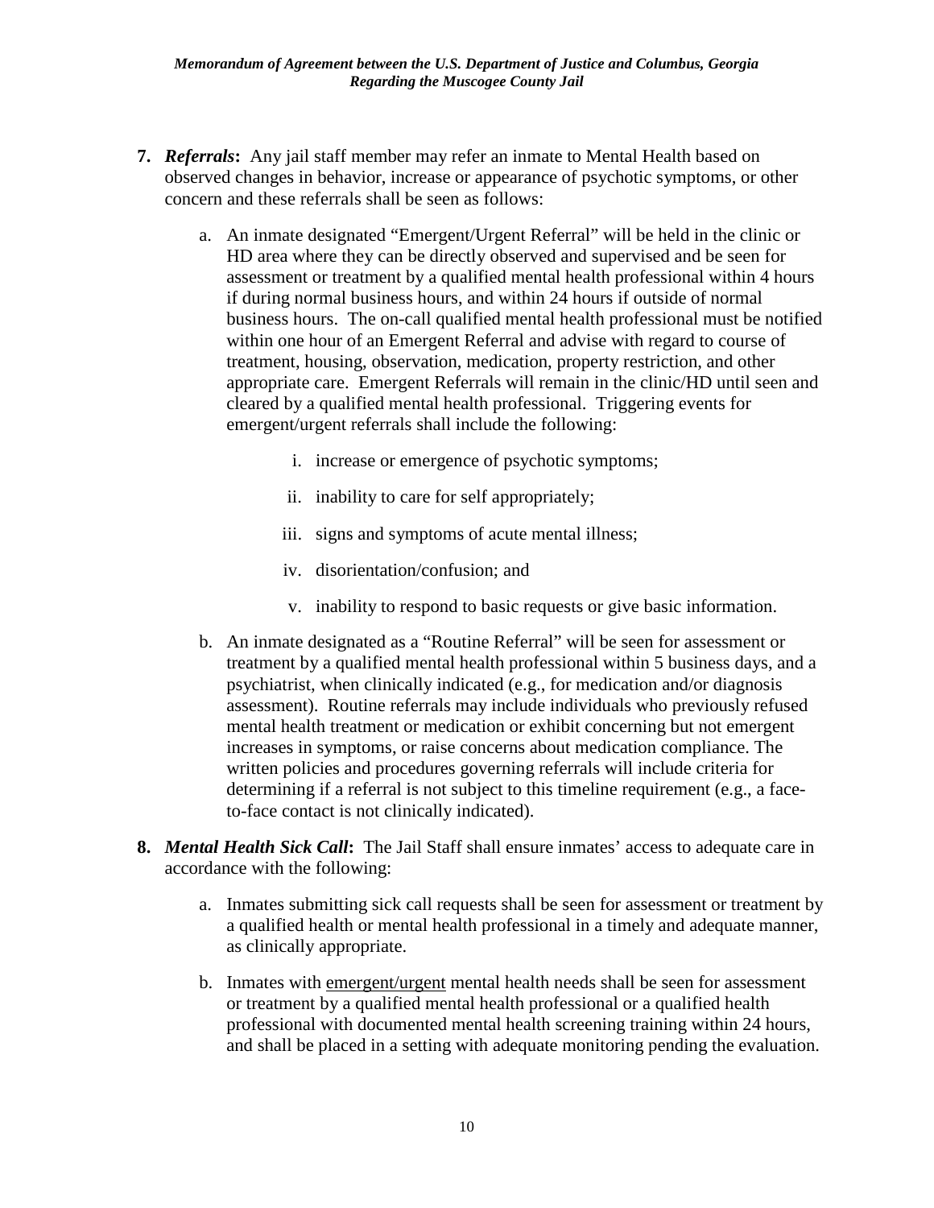7. ***Referrals*:** Any jail staff member may refer an inmate to Mental Health based on observed changes in behavior, increase or appearance of psychotic symptoms, or other concern and these referrals shall be seen as follows:

   a. An inmate designated "Emergent/Urgent Referral" will be held in the clinic or HD area where they can be directly observed and supervised and be seen for assessment or treatment by a qualified mental health professional within 4 hours if during normal business hours, and within 24 hours if outside of normal business hours. The on-call qualified mental health professional must be notified within one hour of an Emergent Referral and advise with regard to course of treatment, housing, observation, medication, property restriction, and other appropriate care. Emergent Referrals will remain in the clinic/HD until seen and cleared by a qualified mental health professional. Triggering events for emergent/urgent referrals shall include the following:

      i. increase or emergence of psychotic symptoms;

      ii. inability to care for self appropriately;

      iii. signs and symptoms of acute mental illness;

      iv. disorientation/confusion; and

      v. inability to respond to basic requests or give basic information.

   b. An inmate designated as a "Routine Referral" will be seen for assessment or treatment by a qualified mental health professional within 5 business days, and a psychiatrist, when clinically indicated (e.g., for medication and/or diagnosis assessment). Routine referrals may include individuals who previously refused mental health treatment or medication or exhibit concerning but not emergent increases in symptoms, or raise concerns about medication compliance. The written policies and procedures governing referrals will include criteria for determining if a referral is not subject to this timeline requirement (e.g., a face-to-face contact is not clinically indicated).

8. ***Mental Health Sick Call*:** The Jail Staff shall ensure inmates' access to adequate care in accordance with the following:

   a. Inmates submitting sick call requests shall be seen for assessment or treatment by a qualified health or mental health professional in a timely and adequate manner, as clinically appropriate.

   b. Inmates with <u>emergent/urgent</u> mental health needs shall be seen for assessment or treatment by a qualified mental health professional or a qualified health professional with documented mental health screening training within 24 hours, and shall be placed in a setting with adequate monitoring pending the evaluation.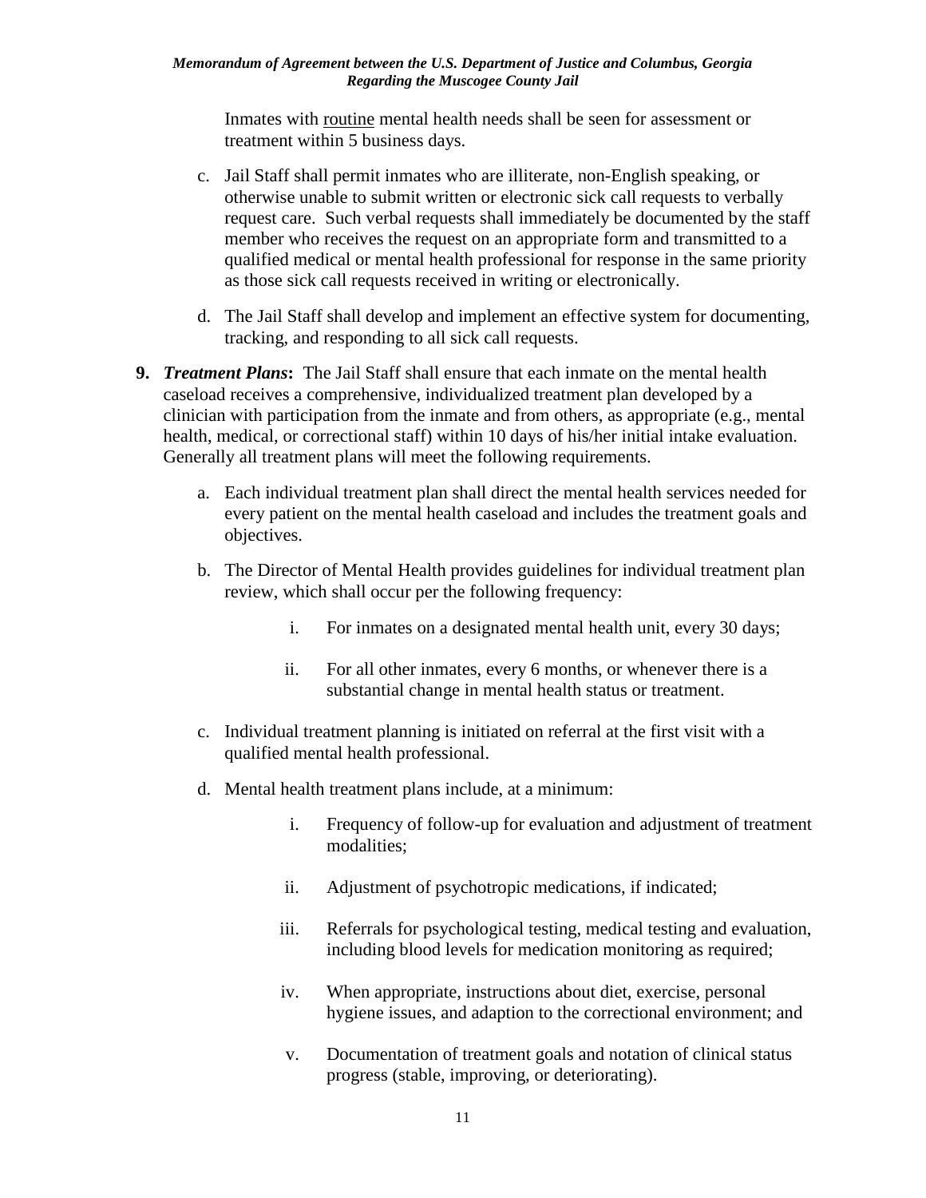Inmates with <u>routine</u> mental health needs shall be seen for assessment or treatment within 5 business days.

c. Jail Staff shall permit inmates who are illiterate, non-English speaking, or otherwise unable to submit written or electronic sick call requests to verbally request care. Such verbal requests shall immediately be documented by the staff member who receives the request on an appropriate form and transmitted to a qualified medical or mental health professional for response in the same priority as those sick call requests received in writing or electronically.

d. The Jail Staff shall develop and implement an effective system for documenting, tracking, and responding to all sick call requests.

**9.** ***Treatment Plans*****:** The Jail Staff shall ensure that each inmate on the mental health caseload receives a comprehensive, individualized treatment plan developed by a clinician with participation from the inmate and from others, as appropriate (e.g., mental health, medical, or correctional staff) within 10 days of his/her initial intake evaluation. Generally all treatment plans will meet the following requirements.

a. Each individual treatment plan shall direct the mental health services needed for every patient on the mental health caseload and includes the treatment goals and objectives.

b. The Director of Mental Health provides guidelines for individual treatment plan review, which shall occur per the following frequency:

   i. For inmates on a designated mental health unit, every 30 days;

   ii. For all other inmates, every 6 months, or whenever there is a substantial change in mental health status or treatment.

c. Individual treatment planning is initiated on referral at the first visit with a qualified mental health professional.

d. Mental health treatment plans include, at a minimum:

   i. Frequency of follow-up for evaluation and adjustment of treatment modalities;

   ii. Adjustment of psychotropic medications, if indicated;

   iii. Referrals for psychological testing, medical testing and evaluation, including blood levels for medication monitoring as required;

   iv. When appropriate, instructions about diet, exercise, personal hygiene issues, and adaption to the correctional environment; and

   v. Documentation of treatment goals and notation of clinical status progress (stable, improving, or deteriorating).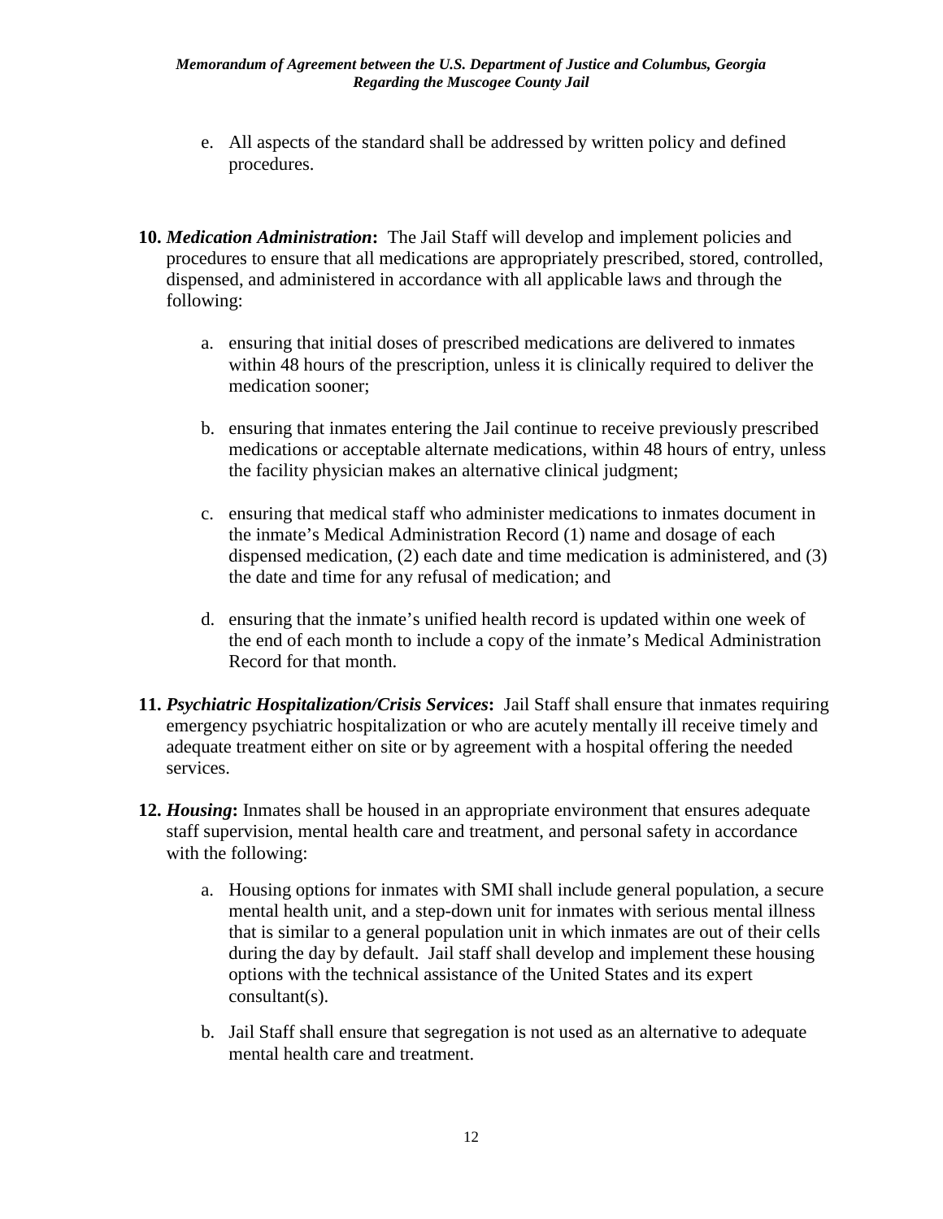e. All aspects of the standard shall be addressed by written policy and defined procedures.

**10.** ***Medication Administration*****:** The Jail Staff will develop and implement policies and procedures to ensure that all medications are appropriately prescribed, stored, controlled, dispensed, and administered in accordance with all applicable laws and through the following:

a. ensuring that initial doses of prescribed medications are delivered to inmates within 48 hours of the prescription, unless it is clinically required to deliver the medication sooner;

b. ensuring that inmates entering the Jail continue to receive previously prescribed medications or acceptable alternate medications, within 48 hours of entry, unless the facility physician makes an alternative clinical judgment;

c. ensuring that medical staff who administer medications to inmates document in the inmate's Medical Administration Record (1) name and dosage of each dispensed medication, (2) each date and time medication is administered, and (3) the date and time for any refusal of medication; and

d. ensuring that the inmate's unified health record is updated within one week of the end of each month to include a copy of the inmate's Medical Administration Record for that month.

**11.** ***Psychiatric Hospitalization/Crisis Services*****:** Jail Staff shall ensure that inmates requiring emergency psychiatric hospitalization or who are acutely mentally ill receive timely and adequate treatment either on site or by agreement with a hospital offering the needed services.

**12.** ***Housing*****:** Inmates shall be housed in an appropriate environment that ensures adequate staff supervision, mental health care and treatment, and personal safety in accordance with the following:

a. Housing options for inmates with SMI shall include general population, a secure mental health unit, and a step-down unit for inmates with serious mental illness that is similar to a general population unit in which inmates are out of their cells during the day by default. Jail staff shall develop and implement these housing options with the technical assistance of the United States and its expert consultant(s).

b. Jail Staff shall ensure that segregation is not used as an alternative to adequate mental health care and treatment.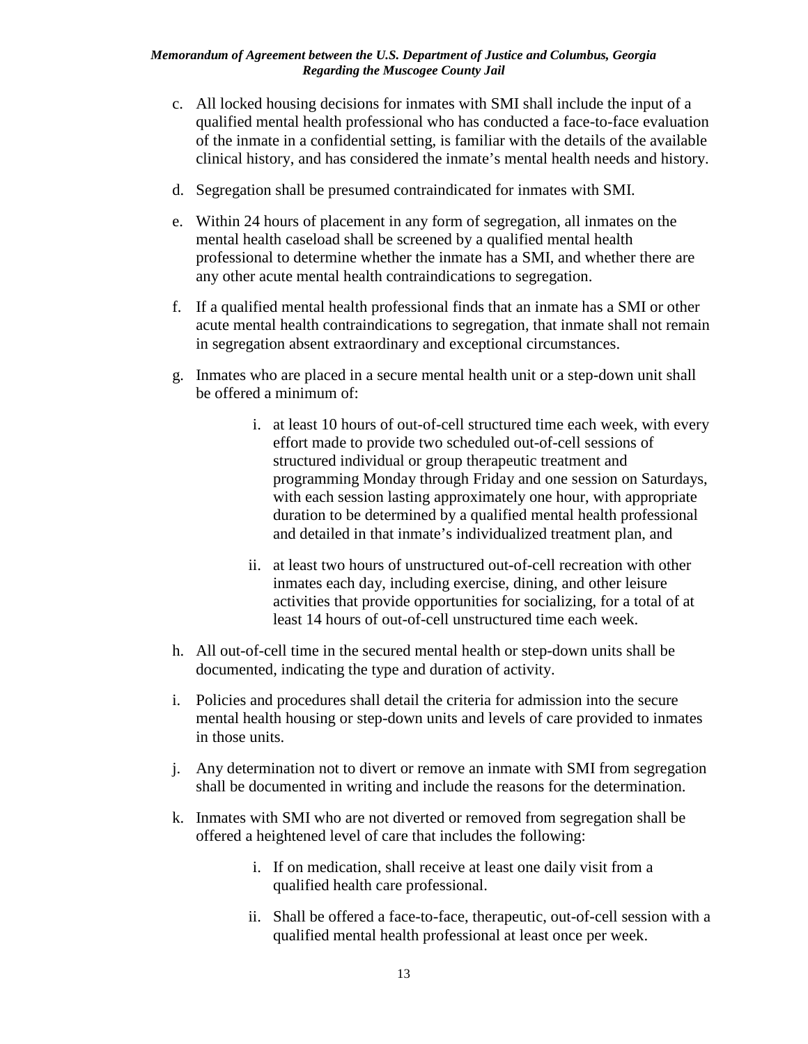c. All locked housing decisions for inmates with SMI shall include the input of a qualified mental health professional who has conducted a face-to-face evaluation of the inmate in a confidential setting, is familiar with the details of the available clinical history, and has considered the inmate's mental health needs and history.

d. Segregation shall be presumed contraindicated for inmates with SMI.

e. Within 24 hours of placement in any form of segregation, all inmates on the mental health caseload shall be screened by a qualified mental health professional to determine whether the inmate has a SMI, and whether there are any other acute mental health contraindications to segregation.

f. If a qualified mental health professional finds that an inmate has a SMI or other acute mental health contraindications to segregation, that inmate shall not remain in segregation absent extraordinary and exceptional circumstances.

g. Inmates who are placed in a secure mental health unit or a step-down unit shall be offered a minimum of:

   i. at least 10 hours of out-of-cell structured time each week, with every effort made to provide two scheduled out-of-cell sessions of structured individual or group therapeutic treatment and programming Monday through Friday and one session on Saturdays, with each session lasting approximately one hour, with appropriate duration to be determined by a qualified mental health professional and detailed in that inmate's individualized treatment plan, and

   ii. at least two hours of unstructured out-of-cell recreation with other inmates each day, including exercise, dining, and other leisure activities that provide opportunities for socializing, for a total of at least 14 hours of out-of-cell unstructured time each week.

h. All out-of-cell time in the secured mental health or step-down units shall be documented, indicating the type and duration of activity.

i. Policies and procedures shall detail the criteria for admission into the secure mental health housing or step-down units and levels of care provided to inmates in those units.

j. Any determination not to divert or remove an inmate with SMI from segregation shall be documented in writing and include the reasons for the determination.

k. Inmates with SMI who are not diverted or removed from segregation shall be offered a heightened level of care that includes the following:

   i. If on medication, shall receive at least one daily visit from a qualified health care professional.

   ii. Shall be offered a face-to-face, therapeutic, out-of-cell session with a qualified mental health professional at least once per week.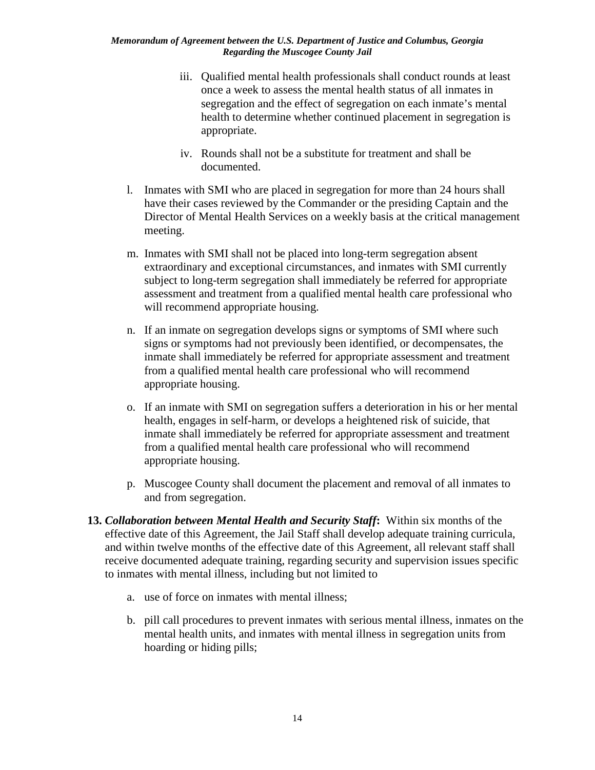iii. Qualified mental health professionals shall conduct rounds at least once a week to assess the mental health status of all inmates in segregation and the effect of segregation on each inmate's mental health to determine whether continued placement in segregation is appropriate.

   iv. Rounds shall not be a substitute for treatment and shall be documented.

l. Inmates with SMI who are placed in segregation for more than 24 hours shall have their cases reviewed by the Commander or the presiding Captain and the Director of Mental Health Services on a weekly basis at the critical management meeting.

m. Inmates with SMI shall not be placed into long-term segregation absent extraordinary and exceptional circumstances, and inmates with SMI currently subject to long-term segregation shall immediately be referred for appropriate assessment and treatment from a qualified mental health care professional who will recommend appropriate housing.

n. If an inmate on segregation develops signs or symptoms of SMI where such signs or symptoms had not previously been identified, or decompensates, the inmate shall immediately be referred for appropriate assessment and treatment from a qualified mental health care professional who will recommend appropriate housing.

o. If an inmate with SMI on segregation suffers a deterioration in his or her mental health, engages in self-harm, or develops a heightened risk of suicide, that inmate shall immediately be referred for appropriate assessment and treatment from a qualified mental health care professional who will recommend appropriate housing.

p. Muscogee County shall document the placement and removal of all inmates to and from segregation.

**13. *Collaboration between Mental Health and Security Staff*:** Within six months of the effective date of this Agreement, the Jail Staff shall develop adequate training curricula, and within twelve months of the effective date of this Agreement, all relevant staff shall receive documented adequate training, regarding security and supervision issues specific to inmates with mental illness, including but not limited to

a. use of force on inmates with mental illness;

b. pill call procedures to prevent inmates with serious mental illness, inmates on the mental health units, and inmates with mental illness in segregation units from hoarding or hiding pills;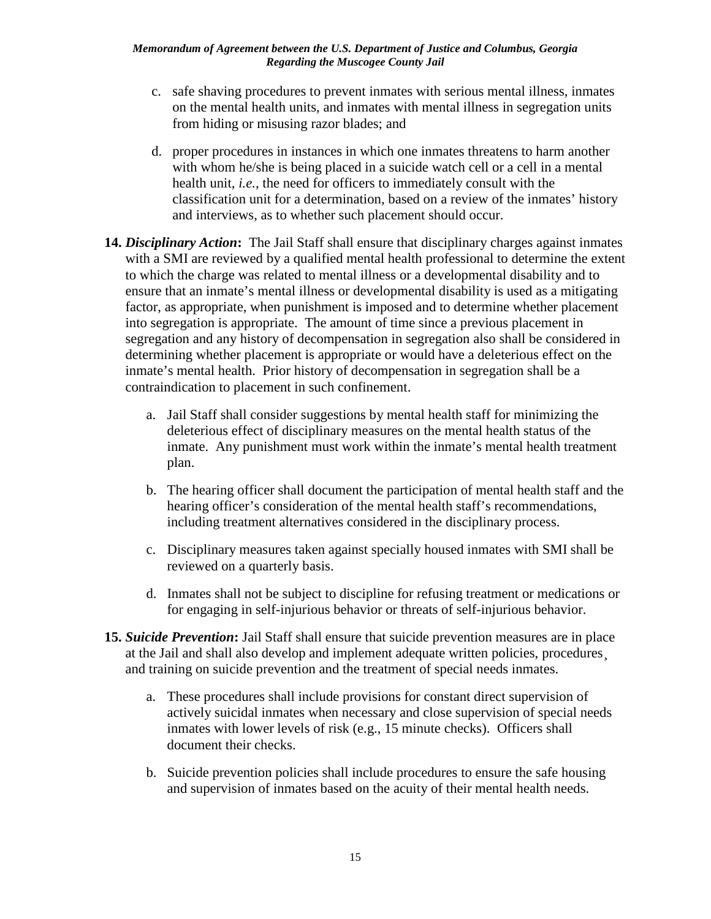c. safe shaving procedures to prevent inmates with serious mental illness, inmates on the mental health units, and inmates with mental illness in segregation units from hiding or misusing razor blades; and

d. proper procedures in instances in which one inmates threatens to harm another with whom he/she is being placed in a suicide watch cell or a cell in a mental health unit, *i.e.*, the need for officers to immediately consult with the classification unit for a determination, based on a review of the inmates' history and interviews, as to whether such placement should occur.

**14. *Disciplinary Action*:** The Jail Staff shall ensure that disciplinary charges against inmates with a SMI are reviewed by a qualified mental health professional to determine the extent to which the charge was related to mental illness or a developmental disability and to ensure that an inmate's mental illness or developmental disability is used as a mitigating factor, as appropriate, when punishment is imposed and to determine whether placement into segregation is appropriate. The amount of time since a previous placement in segregation and any history of decompensation in segregation also shall be considered in determining whether placement is appropriate or would have a deleterious effect on the inmate's mental health. Prior history of decompensation in segregation shall be a contraindication to placement in such confinement.

a. Jail Staff shall consider suggestions by mental health staff for minimizing the deleterious effect of disciplinary measures on the mental health status of the inmate. Any punishment must work within the inmate's mental health treatment plan.

b. The hearing officer shall document the participation of mental health staff and the hearing officer's consideration of the mental health staff's recommendations, including treatment alternatives considered in the disciplinary process.

c. Disciplinary measures taken against specially housed inmates with SMI shall be reviewed on a quarterly basis.

d. Inmates shall not be subject to discipline for refusing treatment or medications or for engaging in self-injurious behavior or threats of self-injurious behavior.

**15. *Suicide Prevention*:** Jail Staff shall ensure that suicide prevention measures are in place at the Jail and shall also develop and implement adequate written policies, procedures¸ and training on suicide prevention and the treatment of special needs inmates.

a. These procedures shall include provisions for constant direct supervision of actively suicidal inmates when necessary and close supervision of special needs inmates with lower levels of risk (e.g., 15 minute checks). Officers shall document their checks.

b. Suicide prevention policies shall include procedures to ensure the safe housing and supervision of inmates based on the acuity of their mental health needs.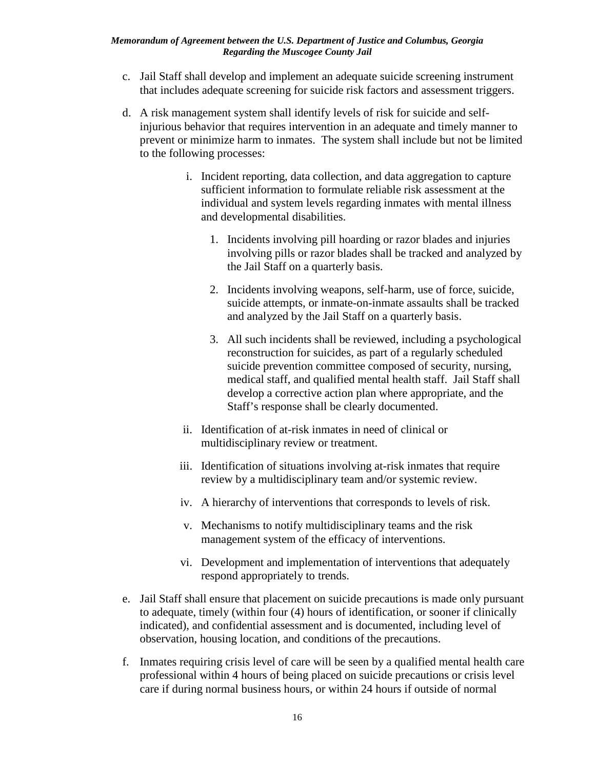c. Jail Staff shall develop and implement an adequate suicide screening instrument that includes adequate screening for suicide risk factors and assessment triggers.

d. A risk management system shall identify levels of risk for suicide and self-injurious behavior that requires intervention in an adequate and timely manner to prevent or minimize harm to inmates. The system shall include but not be limited to the following processes:

   i. Incident reporting, data collection, and data aggregation to capture sufficient information to formulate reliable risk assessment at the individual and system levels regarding inmates with mental illness and developmental disabilities.

      1. Incidents involving pill hoarding or razor blades and injuries involving pills or razor blades shall be tracked and analyzed by the Jail Staff on a quarterly basis.

      2. Incidents involving weapons, self-harm, use of force, suicide, suicide attempts, or inmate-on-inmate assaults shall be tracked and analyzed by the Jail Staff on a quarterly basis.

      3. All such incidents shall be reviewed, including a psychological reconstruction for suicides, as part of a regularly scheduled suicide prevention committee composed of security, nursing, medical staff, and qualified mental health staff. Jail Staff shall develop a corrective action plan where appropriate, and the Staff's response shall be clearly documented.

   ii. Identification of at-risk inmates in need of clinical or multidisciplinary review or treatment.

   iii. Identification of situations involving at-risk inmates that require review by a multidisciplinary team and/or systemic review.

   iv. A hierarchy of interventions that corresponds to levels of risk.

   v. Mechanisms to notify multidisciplinary teams and the risk management system of the efficacy of interventions.

   vi. Development and implementation of interventions that adequately respond appropriately to trends.

e. Jail Staff shall ensure that placement on suicide precautions is made only pursuant to adequate, timely (within four (4) hours of identification, or sooner if clinically indicated), and confidential assessment and is documented, including level of observation, housing location, and conditions of the precautions.

f. Inmates requiring crisis level of care will be seen by a qualified mental health care professional within 4 hours of being placed on suicide precautions or crisis level care if during normal business hours, or within 24 hours if outside of normal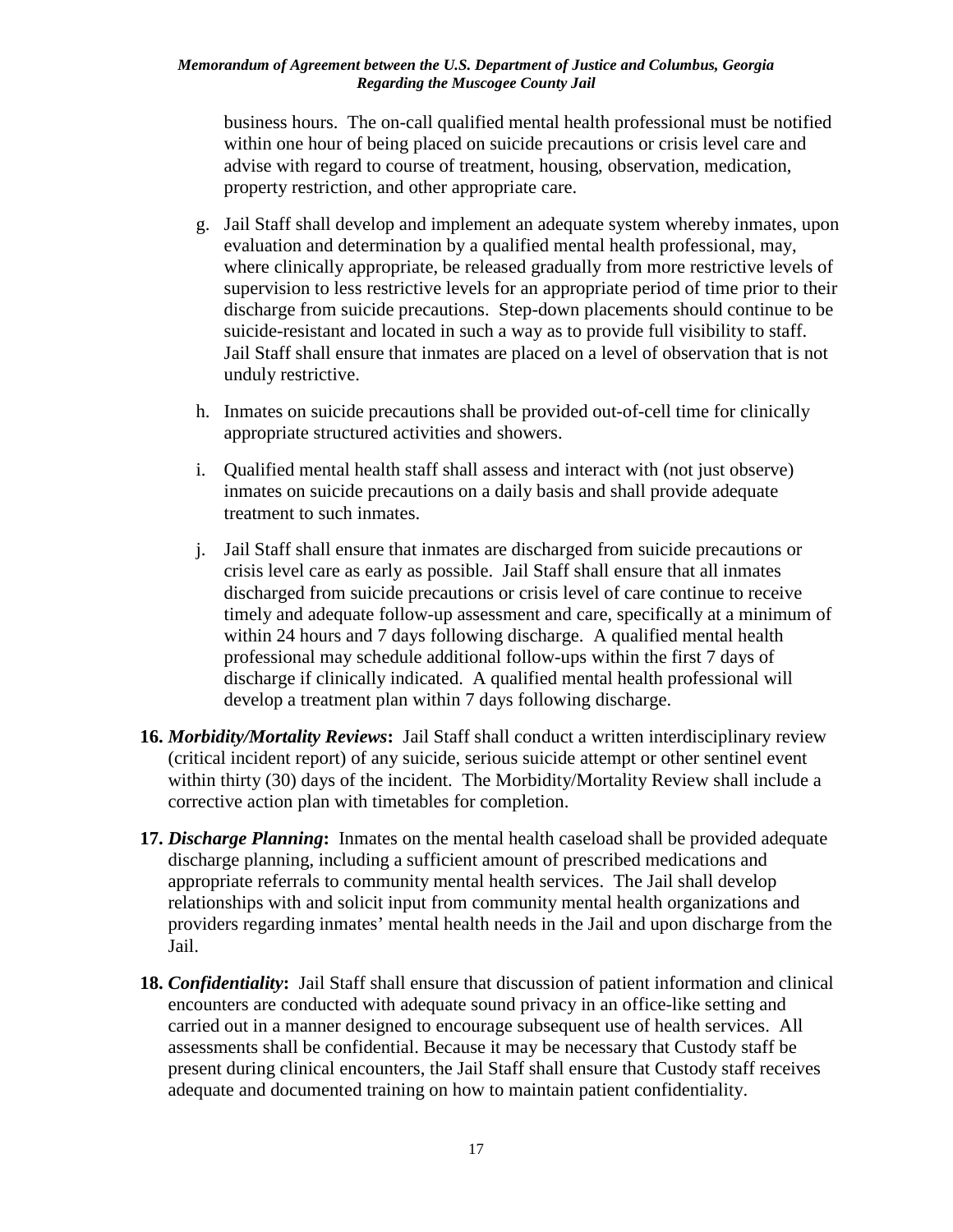business hours. The on-call qualified mental health professional must be notified within one hour of being placed on suicide precautions or crisis level care and advise with regard to course of treatment, housing, observation, medication, property restriction, and other appropriate care.

g. Jail Staff shall develop and implement an adequate system whereby inmates, upon evaluation and determination by a qualified mental health professional, may, where clinically appropriate, be released gradually from more restrictive levels of supervision to less restrictive levels for an appropriate period of time prior to their discharge from suicide precautions. Step-down placements should continue to be suicide-resistant and located in such a way as to provide full visibility to staff. Jail Staff shall ensure that inmates are placed on a level of observation that is not unduly restrictive.

h. Inmates on suicide precautions shall be provided out-of-cell time for clinically appropriate structured activities and showers.

i. Qualified mental health staff shall assess and interact with (not just observe) inmates on suicide precautions on a daily basis and shall provide adequate treatment to such inmates.

j. Jail Staff shall ensure that inmates are discharged from suicide precautions or crisis level care as early as possible. Jail Staff shall ensure that all inmates discharged from suicide precautions or crisis level of care continue to receive timely and adequate follow-up assessment and care, specifically at a minimum of within 24 hours and 7 days following discharge. A qualified mental health professional may schedule additional follow-ups within the first 7 days of discharge if clinically indicated. A qualified mental health professional will develop a treatment plan within 7 days following discharge.

**16.** ***Morbidity/Mortality Reviews*****:** Jail Staff shall conduct a written interdisciplinary review (critical incident report) of any suicide, serious suicide attempt or other sentinel event within thirty (30) days of the incident. The Morbidity/Mortality Review shall include a corrective action plan with timetables for completion.

**17.** ***Discharge Planning*****:** Inmates on the mental health caseload shall be provided adequate discharge planning, including a sufficient amount of prescribed medications and appropriate referrals to community mental health services. The Jail shall develop relationships with and solicit input from community mental health organizations and providers regarding inmates' mental health needs in the Jail and upon discharge from the Jail.

**18.** ***Confidentiality*****:** Jail Staff shall ensure that discussion of patient information and clinical encounters are conducted with adequate sound privacy in an office-like setting and carried out in a manner designed to encourage subsequent use of health services. All assessments shall be confidential. Because it may be necessary that Custody staff be present during clinical encounters, the Jail Staff shall ensure that Custody staff receives adequate and documented training on how to maintain patient confidentiality.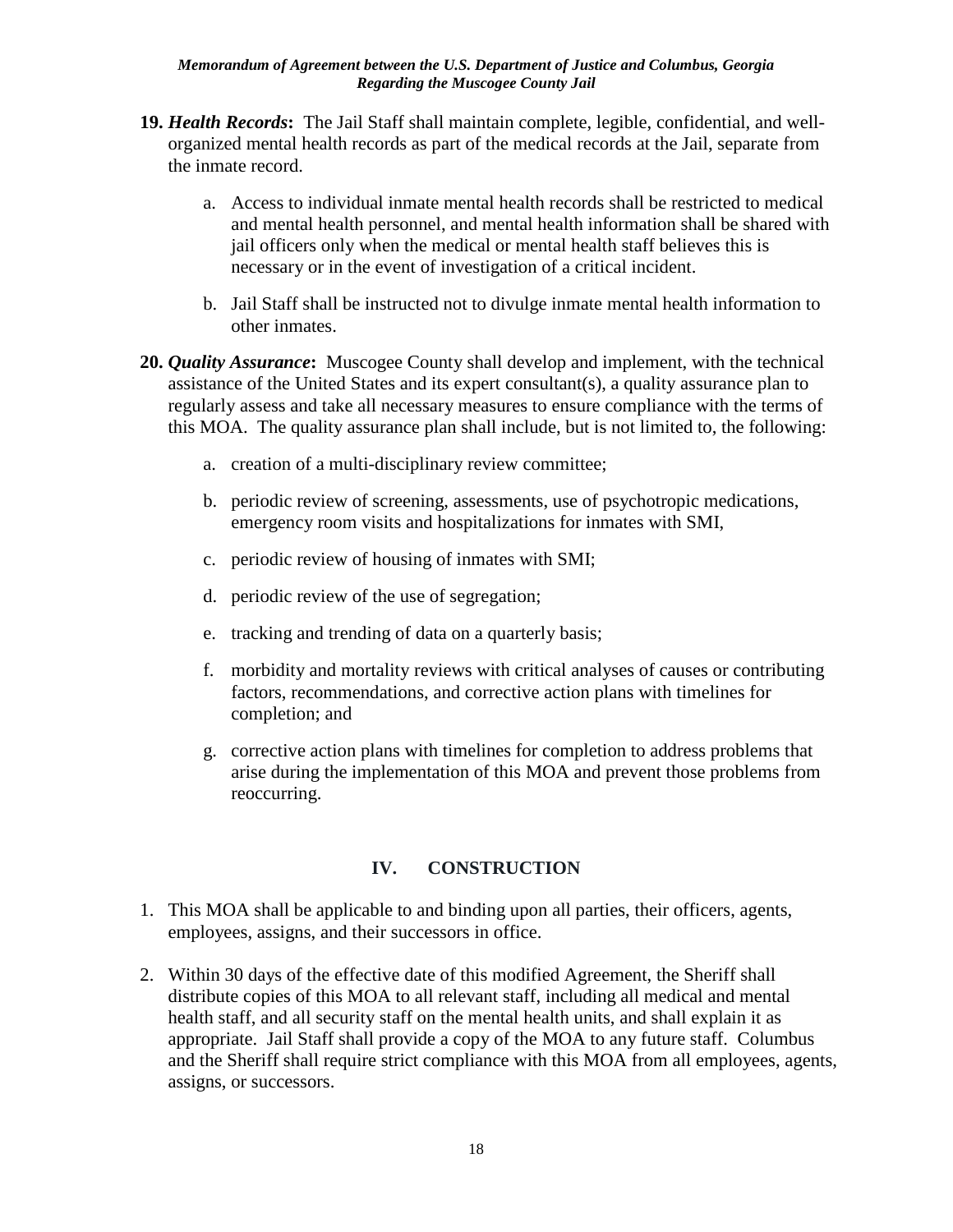**19.** ***Health Records*****:** The Jail Staff shall maintain complete, legible, confidential, and well-organized mental health records as part of the medical records at the Jail, separate from the inmate record.

a. Access to individual inmate mental health records shall be restricted to medical and mental health personnel, and mental health information shall be shared with jail officers only when the medical or mental health staff believes this is necessary or in the event of investigation of a critical incident.

b. Jail Staff shall be instructed not to divulge inmate mental health information to other inmates.

**20.** ***Quality Assurance*****:** Muscogee County shall develop and implement, with the technical assistance of the United States and its expert consultant(s), a quality assurance plan to regularly assess and take all necessary measures to ensure compliance with the terms of this MOA. The quality assurance plan shall include, but is not limited to, the following:

a. creation of a multi-disciplinary review committee;

b. periodic review of screening, assessments, use of psychotropic medications, emergency room visits and hospitalizations for inmates with SMI,

c. periodic review of housing of inmates with SMI;

d. periodic review of the use of segregation;

e. tracking and trending of data on a quarterly basis;

f. morbidity and mortality reviews with critical analyses of causes or contributing factors, recommendations, and corrective action plans with timelines for completion; and

g. corrective action plans with timelines for completion to address problems that arise during the implementation of this MOA and prevent those problems from reoccurring.

## IV. CONSTRUCTION

1. This MOA shall be applicable to and binding upon all parties, their officers, agents, employees, assigns, and their successors in office.

2. Within 30 days of the effective date of this modified Agreement, the Sheriff shall distribute copies of this MOA to all relevant staff, including all medical and mental health staff, and all security staff on the mental health units, and shall explain it as appropriate. Jail Staff shall provide a copy of the MOA to any future staff. Columbus and the Sheriff shall require strict compliance with this MOA from all employees, agents, assigns, or successors.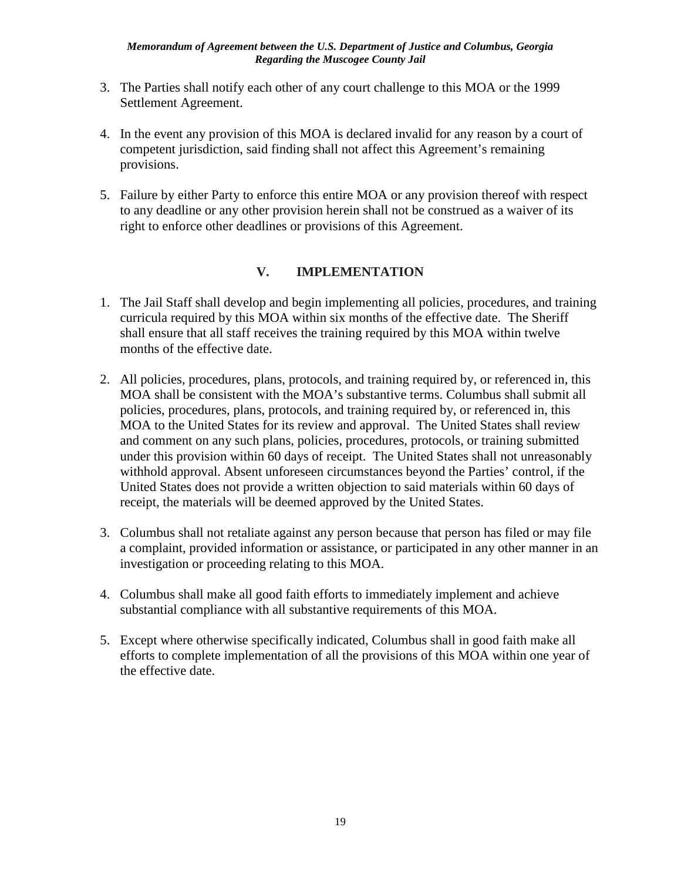3. The Parties shall notify each other of any court challenge to this MOA or the 1999 Settlement Agreement.

4. In the event any provision of this MOA is declared invalid for any reason by a court of competent jurisdiction, said finding shall not affect this Agreement's remaining provisions.

5. Failure by either Party to enforce this entire MOA or any provision thereof with respect to any deadline or any other provision herein shall not be construed as a waiver of its right to enforce other deadlines or provisions of this Agreement.

## V. IMPLEMENTATION

1. The Jail Staff shall develop and begin implementing all policies, procedures, and training curricula required by this MOA within six months of the effective date. The Sheriff shall ensure that all staff receives the training required by this MOA within twelve months of the effective date.

2. All policies, procedures, plans, protocols, and training required by, or referenced in, this MOA shall be consistent with the MOA's substantive terms. Columbus shall submit all policies, procedures, plans, protocols, and training required by, or referenced in, this MOA to the United States for its review and approval. The United States shall review and comment on any such plans, policies, procedures, protocols, or training submitted under this provision within 60 days of receipt. The United States shall not unreasonably withhold approval. Absent unforeseen circumstances beyond the Parties' control, if the United States does not provide a written objection to said materials within 60 days of receipt, the materials will be deemed approved by the United States.

3. Columbus shall not retaliate against any person because that person has filed or may file a complaint, provided information or assistance, or participated in any other manner in an investigation or proceeding relating to this MOA.

4. Columbus shall make all good faith efforts to immediately implement and achieve substantial compliance with all substantive requirements of this MOA.

5. Except where otherwise specifically indicated, Columbus shall in good faith make all efforts to complete implementation of all the provisions of this MOA within one year of the effective date.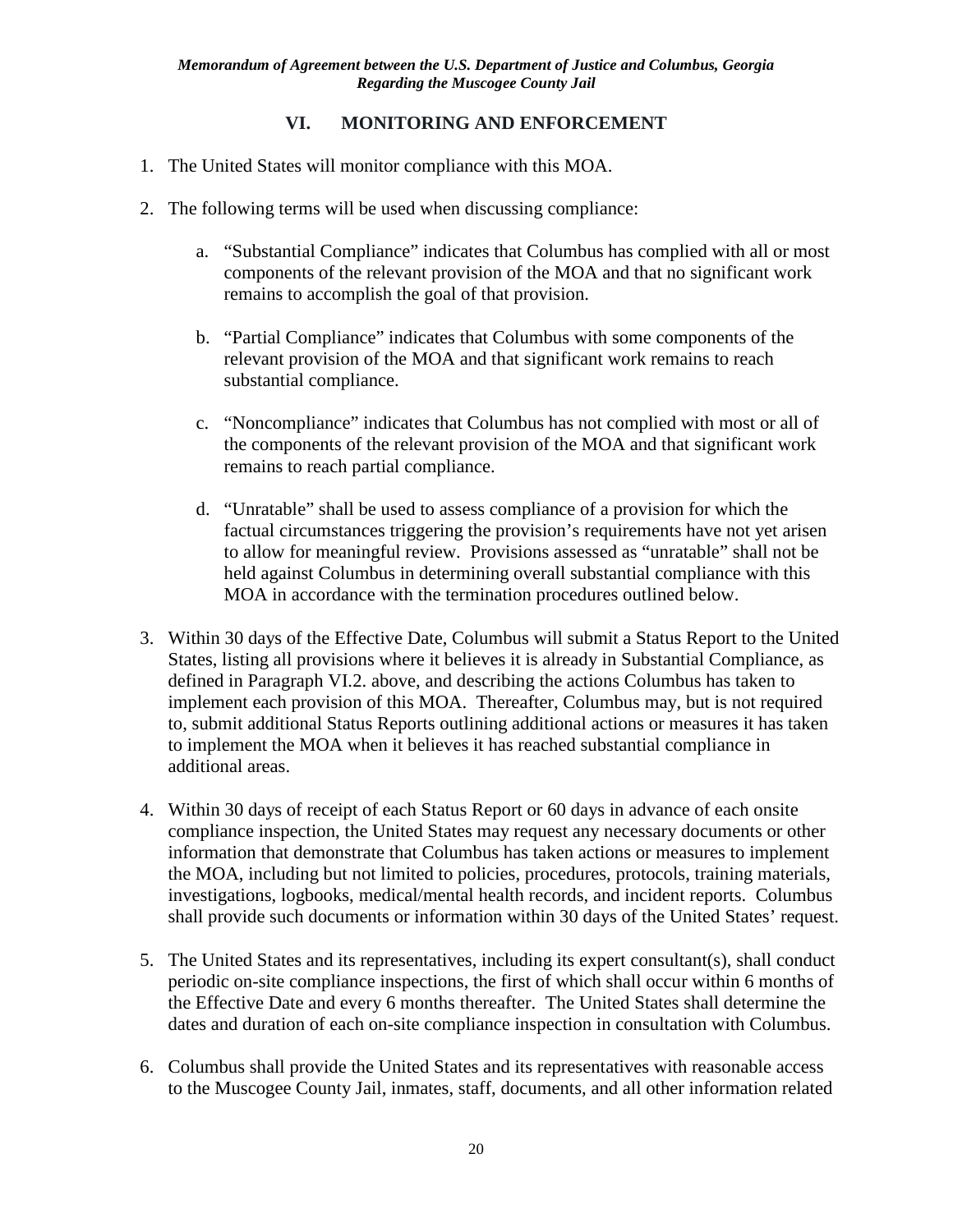## VI. MONITORING AND ENFORCEMENT

1. The United States will monitor compliance with this MOA.

2. The following terms will be used when discussing compliance:

   a. "Substantial Compliance" indicates that Columbus has complied with all or most components of the relevant provision of the MOA and that no significant work remains to accomplish the goal of that provision.

   b. "Partial Compliance" indicates that Columbus with some components of the relevant provision of the MOA and that significant work remains to reach substantial compliance.

   c. "Noncompliance" indicates that Columbus has not complied with most or all of the components of the relevant provision of the MOA and that significant work remains to reach partial compliance.

   d. "Unratable" shall be used to assess compliance of a provision for which the factual circumstances triggering the provision's requirements have not yet arisen to allow for meaningful review. Provisions assessed as "unratable" shall not be held against Columbus in determining overall substantial compliance with this MOA in accordance with the termination procedures outlined below.

3. Within 30 days of the Effective Date, Columbus will submit a Status Report to the United States, listing all provisions where it believes it is already in Substantial Compliance, as defined in Paragraph VI.2. above, and describing the actions Columbus has taken to implement each provision of this MOA. Thereafter, Columbus may, but is not required to, submit additional Status Reports outlining additional actions or measures it has taken to implement the MOA when it believes it has reached substantial compliance in additional areas.

4. Within 30 days of receipt of each Status Report or 60 days in advance of each onsite compliance inspection, the United States may request any necessary documents or other information that demonstrate that Columbus has taken actions or measures to implement the MOA, including but not limited to policies, procedures, protocols, training materials, investigations, logbooks, medical/mental health records, and incident reports. Columbus shall provide such documents or information within 30 days of the United States' request.

5. The United States and its representatives, including its expert consultant(s), shall conduct periodic on-site compliance inspections, the first of which shall occur within 6 months of the Effective Date and every 6 months thereafter. The United States shall determine the dates and duration of each on-site compliance inspection in consultation with Columbus.

6. Columbus shall provide the United States and its representatives with reasonable access to the Muscogee County Jail, inmates, staff, documents, and all other information related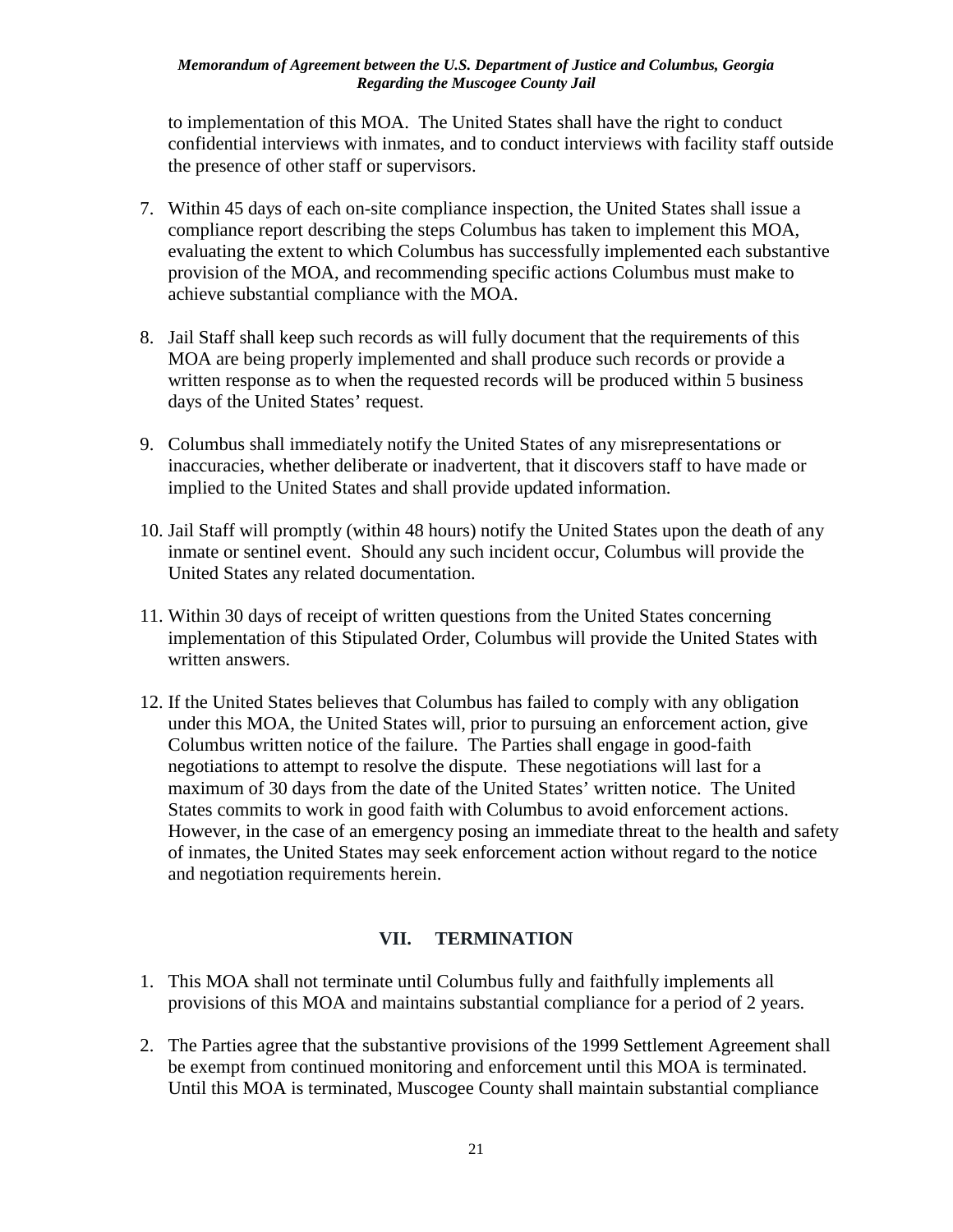to implementation of this MOA. The United States shall have the right to conduct confidential interviews with inmates, and to conduct interviews with facility staff outside the presence of other staff or supervisors.

7. Within 45 days of each on-site compliance inspection, the United States shall issue a compliance report describing the steps Columbus has taken to implement this MOA, evaluating the extent to which Columbus has successfully implemented each substantive provision of the MOA, and recommending specific actions Columbus must make to achieve substantial compliance with the MOA.

8. Jail Staff shall keep such records as will fully document that the requirements of this MOA are being properly implemented and shall produce such records or provide a written response as to when the requested records will be produced within 5 business days of the United States' request.

9. Columbus shall immediately notify the United States of any misrepresentations or inaccuracies, whether deliberate or inadvertent, that it discovers staff to have made or implied to the United States and shall provide updated information.

10. Jail Staff will promptly (within 48 hours) notify the United States upon the death of any inmate or sentinel event. Should any such incident occur, Columbus will provide the United States any related documentation.

11. Within 30 days of receipt of written questions from the United States concerning implementation of this Stipulated Order, Columbus will provide the United States with written answers.

12. If the United States believes that Columbus has failed to comply with any obligation under this MOA, the United States will, prior to pursuing an enforcement action, give Columbus written notice of the failure. The Parties shall engage in good-faith negotiations to attempt to resolve the dispute. These negotiations will last for a maximum of 30 days from the date of the United States' written notice. The United States commits to work in good faith with Columbus to avoid enforcement actions. However, in the case of an emergency posing an immediate threat to the health and safety of inmates, the United States may seek enforcement action without regard to the notice and negotiation requirements herein.

## VII. TERMINATION

1. This MOA shall not terminate until Columbus fully and faithfully implements all provisions of this MOA and maintains substantial compliance for a period of 2 years.

2. The Parties agree that the substantive provisions of the 1999 Settlement Agreement shall be exempt from continued monitoring and enforcement until this MOA is terminated. Until this MOA is terminated, Muscogee County shall maintain substantial compliance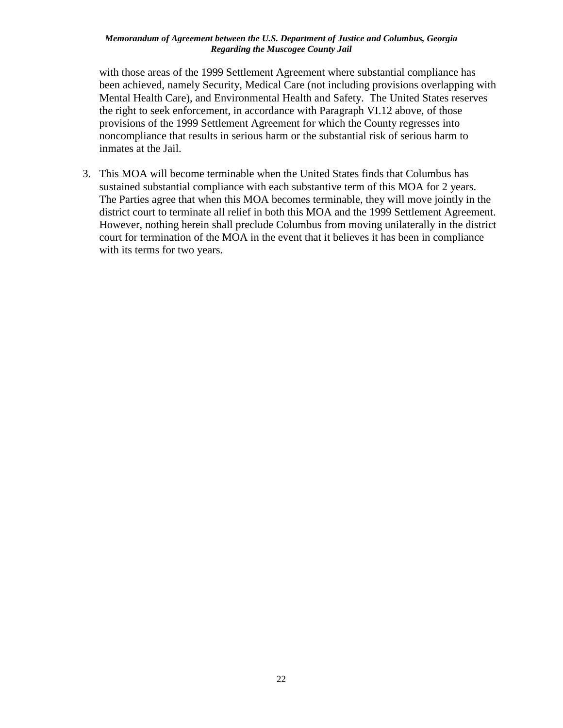with those areas of the 1999 Settlement Agreement where substantial compliance has been achieved, namely Security, Medical Care (not including provisions overlapping with Mental Health Care), and Environmental Health and Safety. The United States reserves the right to seek enforcement, in accordance with Paragraph VI.12 above, of those provisions of the 1999 Settlement Agreement for which the County regresses into noncompliance that results in serious harm or the substantial risk of serious harm to inmates at the Jail.

3. This MOA will become terminable when the United States finds that Columbus has sustained substantial compliance with each substantive term of this MOA for 2 years. The Parties agree that when this MOA becomes terminable, they will move jointly in the district court to terminate all relief in both this MOA and the 1999 Settlement Agreement. However, nothing herein shall preclude Columbus from moving unilaterally in the district court for termination of the MOA in the event that it believes it has been in compliance with its terms for two years.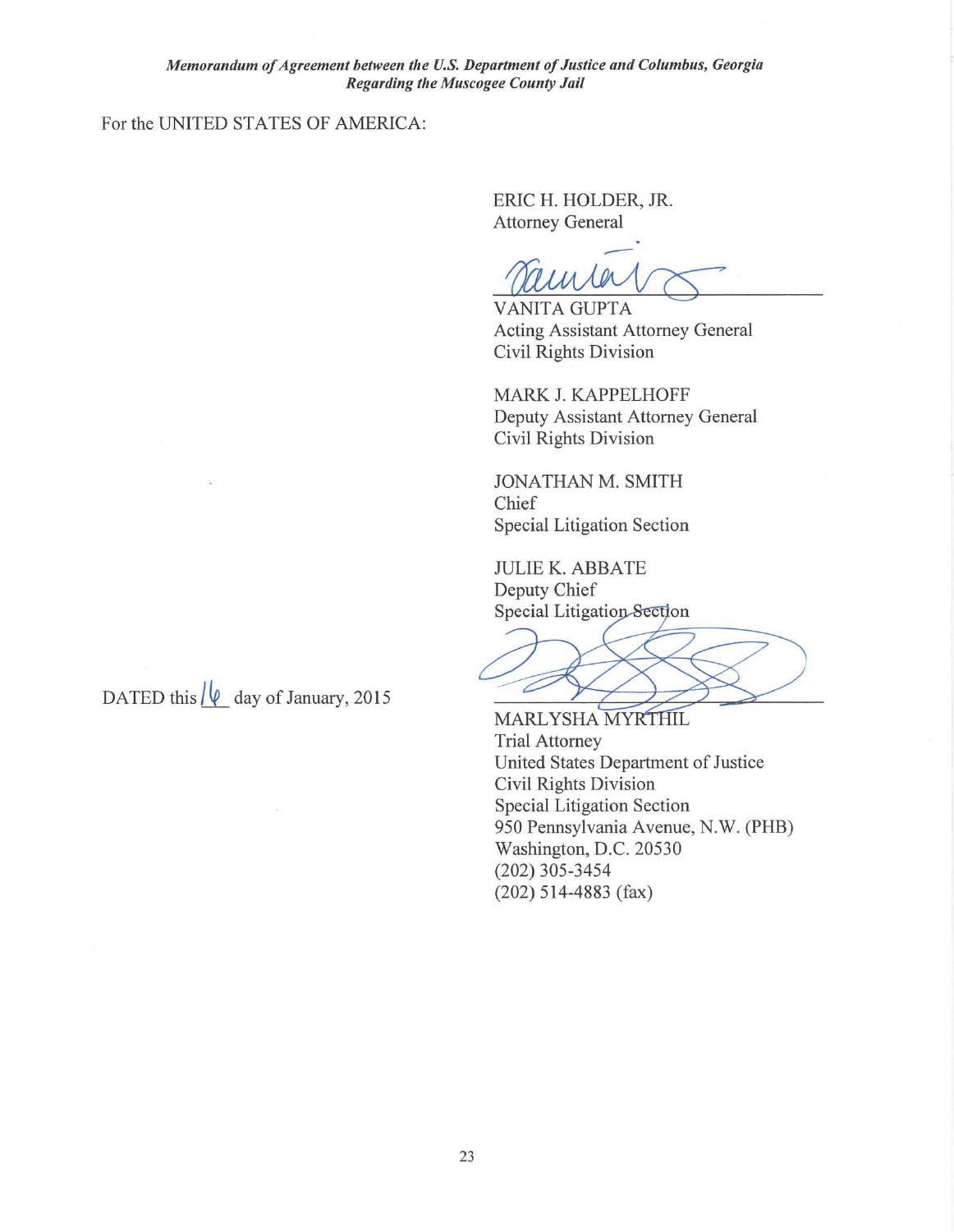For the UNITED STATES OF AMERICA:

ERIC H. HOLDER, JR.
Attorney General

VANITA GUPTA
Acting Assistant Attorney General
Civil Rights Division

MARK J. KAPPELHOFF
Deputy Assistant Attorney General
Civil Rights Division

JONATHAN M. SMITH
Chief
Special Litigation Section

JULIE K. ABBATE
Deputy Chief
Special Litigation Section

DATED this 16 day of January, 2015

MARLYSHA MYRTHIL
Trial Attorney
United States Department of Justice
Civil Rights Division
Special Litigation Section
950 Pennsylvania Avenue, N.W. (PHB)
Washington, D.C. 20530
(202) 305-3454
(202) 514-4883 (fax)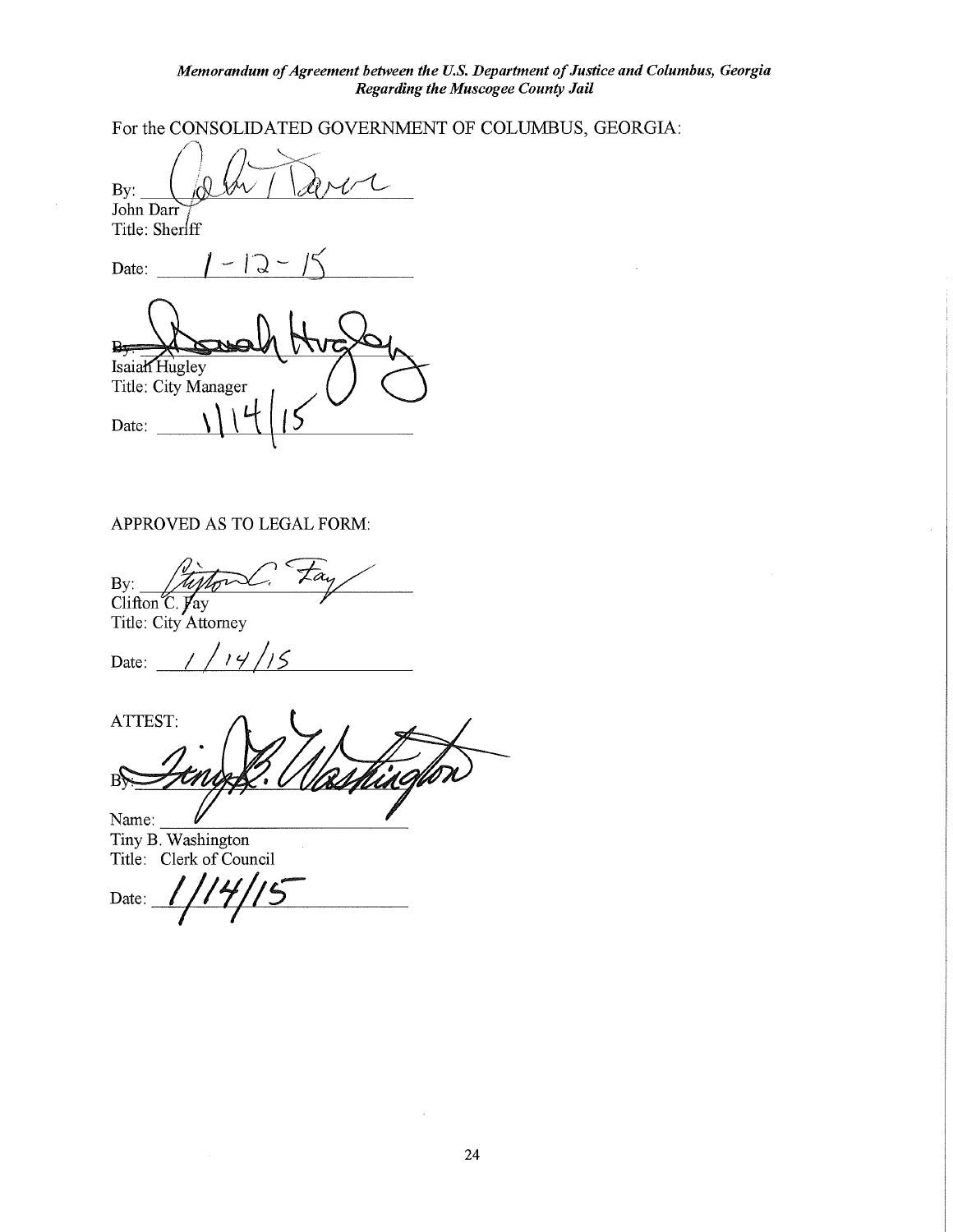For the CONSOLIDATED GOVERNMENT OF COLUMBUS, GEORGIA:

By: ______________________
John Darr
Title: Sheriff

Date: 1-12-15

By: ______________________
Isaiah Hugley
Title: City Manager

Date: 1/14/15

APPROVED AS TO LEGAL FORM:

By: ______________________
Clifton C. Fay
Title: City Attorney

Date: 1/14/15

ATTEST:

By: ______________________

Name: ______________________
Tiny B. Washington
Title: Clerk of Council

Date: 1/14/15